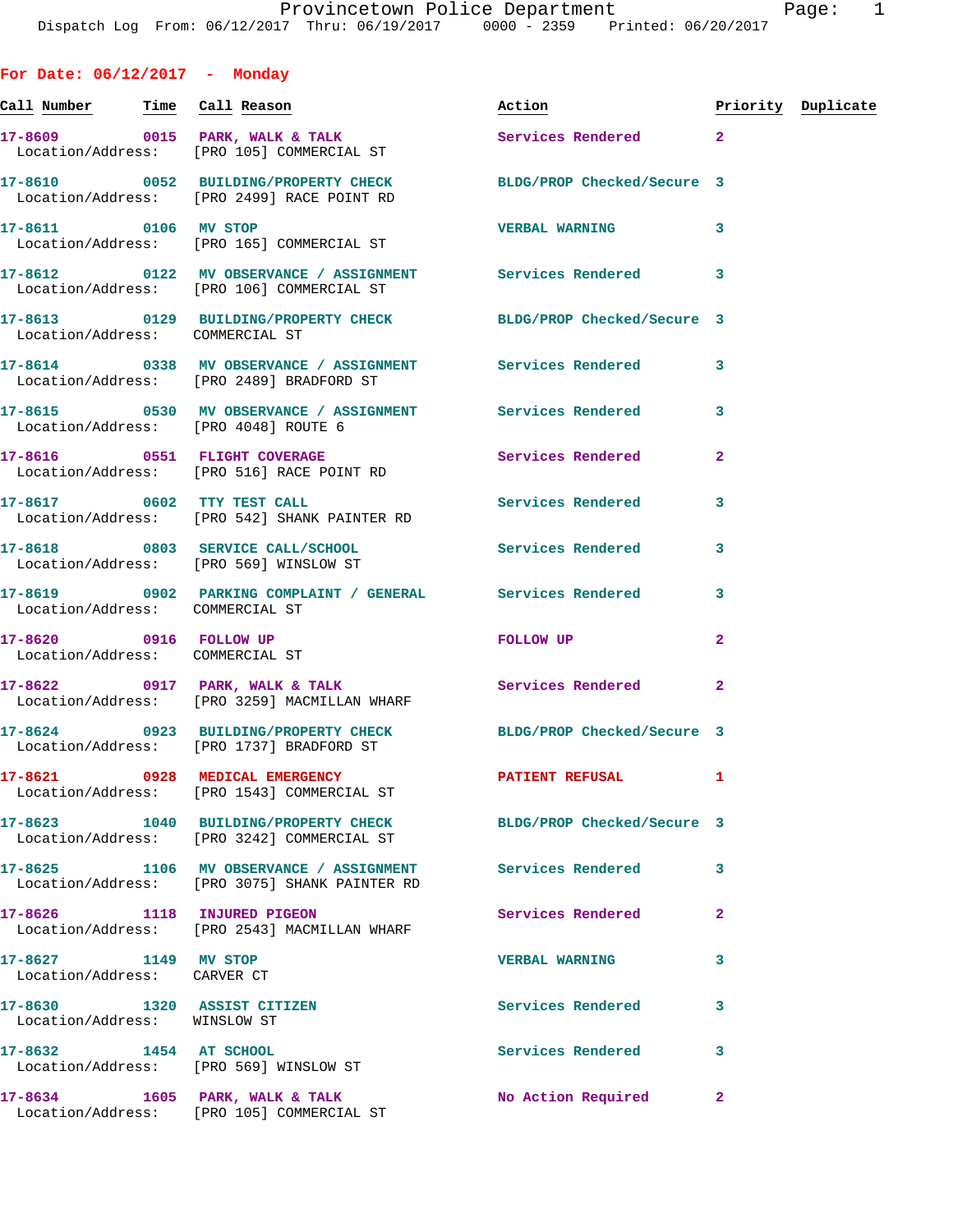Provincetown Police Department
Dispatch Log From: 06/12/2017 Thru: 06/19/2017 0000 - 2359 Printed: 06/20/2017

## For Date: 06/12/2017 - Monday

| Call Number | Time | Call Reason | Action | Priority | Duplicate |
|---|---|---|---|---|---|
| 17-8609 | 0015 | PARK, WALK & TALK | Services Rendered | 2 | |
| Location/Address: | | [PRO 105] COMMERCIAL ST | | | |
| 17-8610 | 0052 | BUILDING/PROPERTY CHECK | BLDG/PROP Checked/Secure | 3 | |
| Location/Address: | | [PRO 2499] RACE POINT RD | | | |
| 17-8611 | 0106 | MV STOP | VERBAL WARNING | 3 | |
| Location/Address: | | [PRO 165] COMMERCIAL ST | | | |
| 17-8612 | 0122 | MV OBSERVANCE / ASSIGNMENT | Services Rendered | 3 | |
| Location/Address: | | [PRO 106] COMMERCIAL ST | | | |
| 17-8613 | 0129 | BUILDING/PROPERTY CHECK | BLDG/PROP Checked/Secure | 3 | |
| Location/Address: | | COMMERCIAL ST | | | |
| 17-8614 | 0338 | MV OBSERVANCE / ASSIGNMENT | Services Rendered | 3 | |
| Location/Address: | | [PRO 2489] BRADFORD ST | | | |
| 17-8615 | 0530 | MV OBSERVANCE / ASSIGNMENT | Services Rendered | 3 | |
| Location/Address: | | [PRO 4048] ROUTE 6 | | | |
| 17-8616 | 0551 | FLIGHT COVERAGE | Services Rendered | 2 | |
| Location/Address: | | [PRO 516] RACE POINT RD | | | |
| 17-8617 | 0602 | TTY TEST CALL | Services Rendered | 3 | |
| Location/Address: | | [PRO 542] SHANK PAINTER RD | | | |
| 17-8618 | 0803 | SERVICE CALL/SCHOOL | Services Rendered | 3 | |
| Location/Address: | | [PRO 569] WINSLOW ST | | | |
| 17-8619 | 0902 | PARKING COMPLAINT / GENERAL | Services Rendered | 3 | |
| Location/Address: | | COMMERCIAL ST | | | |
| 17-8620 | 0916 | FOLLOW UP | FOLLOW UP | 2 | |
| Location/Address: | | COMMERCIAL ST | | | |
| 17-8622 | 0917 | PARK, WALK & TALK | Services Rendered | 2 | |
| Location/Address: | | [PRO 3259] MACMILLAN WHARF | | | |
| 17-8624 | 0923 | BUILDING/PROPERTY CHECK | BLDG/PROP Checked/Secure | 3 | |
| Location/Address: | | [PRO 1737] BRADFORD ST | | | |
| 17-8621 | 0928 | MEDICAL EMERGENCY | PATIENT REFUSAL | 1 | |
| Location/Address: | | [PRO 1543] COMMERCIAL ST | | | |
| 17-8623 | 1040 | BUILDING/PROPERTY CHECK | BLDG/PROP Checked/Secure | 3 | |
| Location/Address: | | [PRO 3242] COMMERCIAL ST | | | |
| 17-8625 | 1106 | MV OBSERVANCE / ASSIGNMENT | Services Rendered | 3 | |
| Location/Address: | | [PRO 3075] SHANK PAINTER RD | | | |
| 17-8626 | 1118 | INJURED PIGEON | Services Rendered | 2 | |
| Location/Address: | | [PRO 2543] MACMILLAN WHARF | | | |
| 17-8627 | 1149 | MV STOP | VERBAL WARNING | 3 | |
| Location/Address: | | CARVER CT | | | |
| 17-8630 | 1320 | ASSIST CITIZEN | Services Rendered | 3 | |
| Location/Address: | | WINSLOW ST | | | |
| 17-8632 | 1454 | AT SCHOOL | Services Rendered | 3 | |
| Location/Address: | | [PRO 569] WINSLOW ST | | | |
| 17-8634 | 1605 | PARK, WALK & TALK | No Action Required | 2 | |
| Location/Address: | | [PRO 105] COMMERCIAL ST | | | |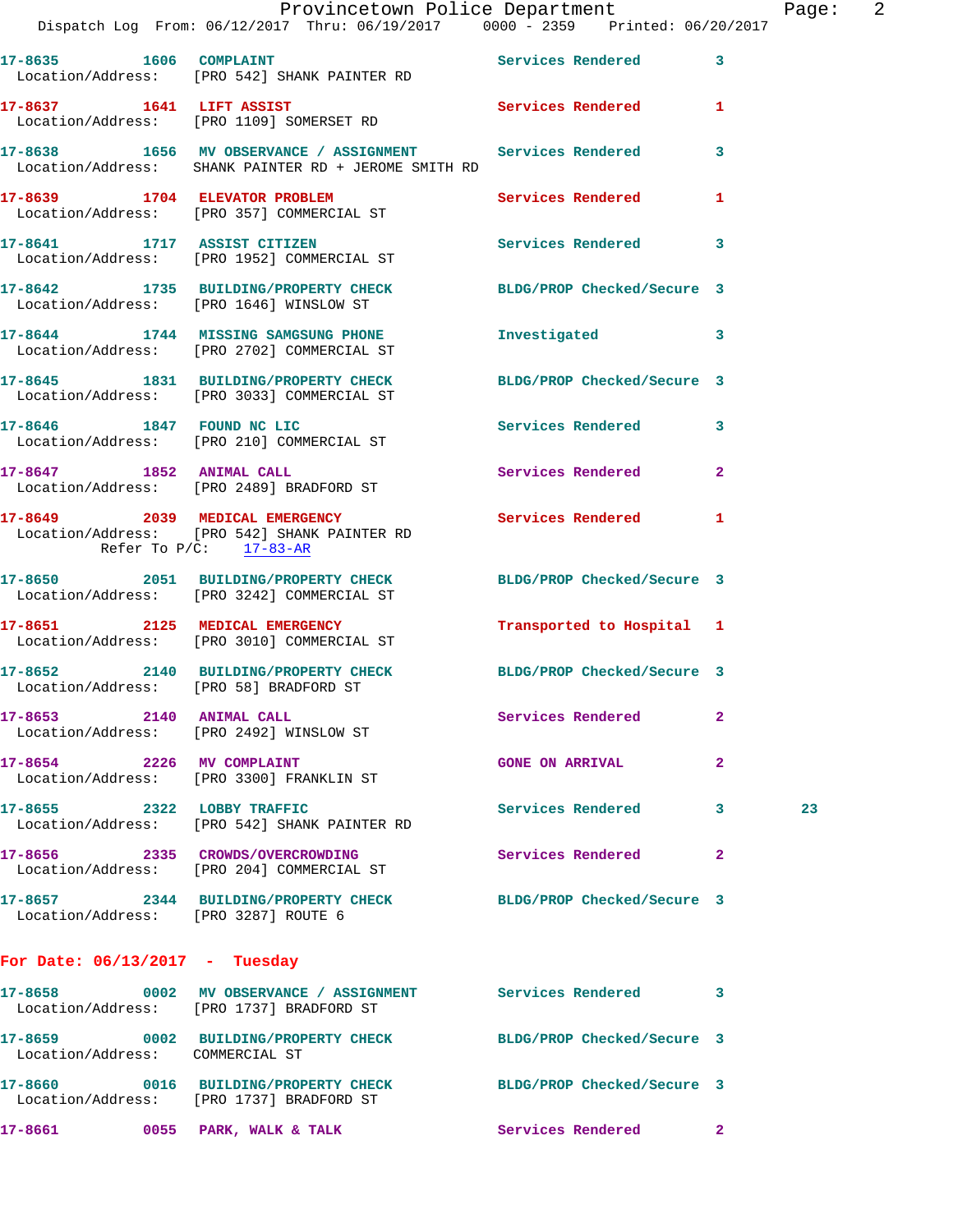17-8635 1606 COMPLAINT Services Rendered 3
Location/Address: [PRO 542] SHANK PAINTER RD

17-8637 1641 LIFT ASSIST Services Rendered 1
Location/Address: [PRO 1109] SOMERSET RD

17-8638 1656 MV OBSERVANCE / ASSIGNMENT Services Rendered 3
Location/Address: SHANK PAINTER RD + JEROME SMITH RD

17-8639 1704 ELEVATOR PROBLEM Services Rendered 1
Location/Address: [PRO 357] COMMERCIAL ST

17-8641 1717 ASSIST CITIZEN Services Rendered 3
Location/Address: [PRO 1952] COMMERCIAL ST

17-8642 1735 BUILDING/PROPERTY CHECK BLDG/PROP Checked/Secure 3
Location/Address: [PRO 1646] WINSLOW ST

17-8644 1744 MISSING SAMGSUNG PHONE Investigated 3
Location/Address: [PRO 2702] COMMERCIAL ST

17-8645 1831 BUILDING/PROPERTY CHECK BLDG/PROP Checked/Secure 3
Location/Address: [PRO 3033] COMMERCIAL ST

17-8646 1847 FOUND NC LIC Services Rendered 3
Location/Address: [PRO 210] COMMERCIAL ST

17-8647 1852 ANIMAL CALL Services Rendered 2
Location/Address: [PRO 2489] BRADFORD ST

17-8649 2039 MEDICAL EMERGENCY Services Rendered 1
Location/Address: [PRO 542] SHANK PAINTER RD
Refer To P/C: 17-83-AR

17-8650 2051 BUILDING/PROPERTY CHECK BLDG/PROP Checked/Secure 3
Location/Address: [PRO 3242] COMMERCIAL ST

17-8651 2125 MEDICAL EMERGENCY Transported to Hospital 1
Location/Address: [PRO 3010] COMMERCIAL ST

17-8652 2140 BUILDING/PROPERTY CHECK BLDG/PROP Checked/Secure 3
Location/Address: [PRO 58] BRADFORD ST

17-8653 2140 ANIMAL CALL Services Rendered 2
Location/Address: [PRO 2492] WINSLOW ST

17-8654 2226 MV COMPLAINT GONE ON ARRIVAL 2
Location/Address: [PRO 3300] FRANKLIN ST

17-8655 2322 LOBBY TRAFFIC Services Rendered 3 23
Location/Address: [PRO 542] SHANK PAINTER RD

17-8656 2335 CROWDS/OVERCROWDING Services Rendered 2
Location/Address: [PRO 204] COMMERCIAL ST

17-8657 2344 BUILDING/PROPERTY CHECK BLDG/PROP Checked/Secure 3
Location/Address: [PRO 3287] ROUTE 6

## For Date: 06/13/2017 - Tuesday

17-8658 0002 MV OBSERVANCE / ASSIGNMENT Services Rendered 3
Location/Address: [PRO 1737] BRADFORD ST

17-8659 0002 BUILDING/PROPERTY CHECK BLDG/PROP Checked/Secure 3
Location/Address: COMMERCIAL ST

17-8660 0016 BUILDING/PROPERTY CHECK BLDG/PROP Checked/Secure 3
Location/Address: [PRO 1737] BRADFORD ST

17-8661 0055 PARK, WALK & TALK Services Rendered 2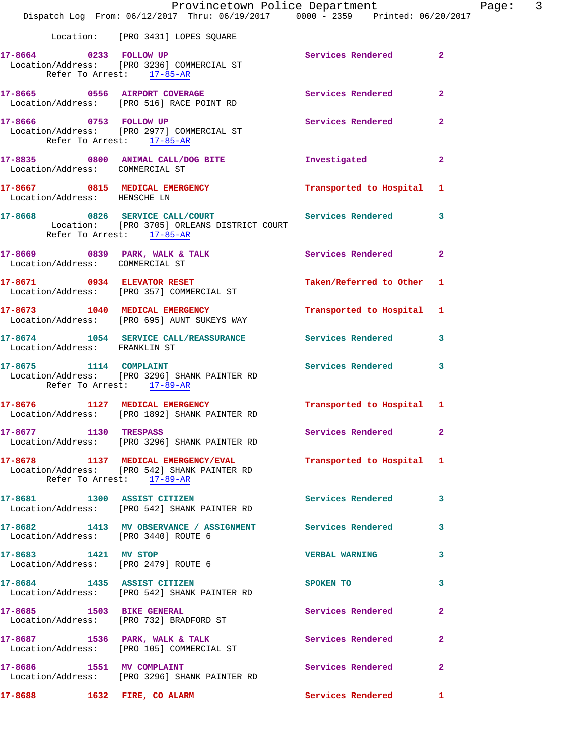Location: [PRO 3431] LOPES SQUARE

17-8664 0233 FOLLOW UP Services Rendered 2
Location/Address: [PRO 3236] COMMERCIAL ST
Refer To Arrest: 17-85-AR

17-8665 0556 AIRPORT COVERAGE Services Rendered 2
Location/Address: [PRO 516] RACE POINT RD

17-8666 0753 FOLLOW UP Services Rendered 2
Location/Address: [PRO 2977] COMMERCIAL ST
Refer To Arrest: 17-85-AR

17-8835 0800 ANIMAL CALL/DOG BITE Investigated 2
Location/Address: COMMERCIAL ST

17-8667 0815 MEDICAL EMERGENCY Transported to Hospital 1
Location/Address: HENSCHE LN

17-8668 0826 SERVICE CALL/COURT Services Rendered 3
Location: [PRO 3705] ORLEANS DISTRICT COURT
Refer To Arrest: 17-85-AR

17-8669 0839 PARK, WALK & TALK Services Rendered 2
Location/Address: COMMERCIAL ST

17-8671 0934 ELEVATOR RESET Taken/Referred to Other 1
Location/Address: [PRO 357] COMMERCIAL ST

17-8673 1040 MEDICAL EMERGENCY Transported to Hospital 1
Location/Address: [PRO 695] AUNT SUKEYS WAY

17-8674 1054 SERVICE CALL/REASSURANCE Services Rendered 3
Location/Address: FRANKLIN ST

17-8675 1114 COMPLAINT Services Rendered 3
Location/Address: [PRO 3296] SHANK PAINTER RD
Refer To Arrest: 17-89-AR

17-8676 1127 MEDICAL EMERGENCY Transported to Hospital 1
Location/Address: [PRO 1892] SHANK PAINTER RD

17-8677 1130 TRESPASS Services Rendered 2
Location/Address: [PRO 3296] SHANK PAINTER RD

17-8678 1137 MEDICAL EMERGENCY/EVAL Transported to Hospital 1
Location/Address: [PRO 542] SHANK PAINTER RD
Refer To Arrest: 17-89-AR

17-8681 1300 ASSIST CITIZEN Services Rendered 3
Location/Address: [PRO 542] SHANK PAINTER RD

17-8682 1413 MV OBSERVANCE / ASSIGNMENT Services Rendered 3
Location/Address: [PRO 3440] ROUTE 6

17-8683 1421 MV STOP VERBAL WARNING 3
Location/Address: [PRO 2479] ROUTE 6

17-8684 1435 ASSIST CITIZEN SPOKEN TO 3
Location/Address: [PRO 542] SHANK PAINTER RD

17-8685 1503 BIKE GENERAL Services Rendered 2
Location/Address: [PRO 732] BRADFORD ST

17-8687 1536 PARK, WALK & TALK Services Rendered 2
Location/Address: [PRO 105] COMMERCIAL ST

17-8686 1551 MV COMPLAINT Services Rendered 2
Location/Address: [PRO 3296] SHANK PAINTER RD

17-8688 1632 FIRE, CO ALARM Services Rendered 1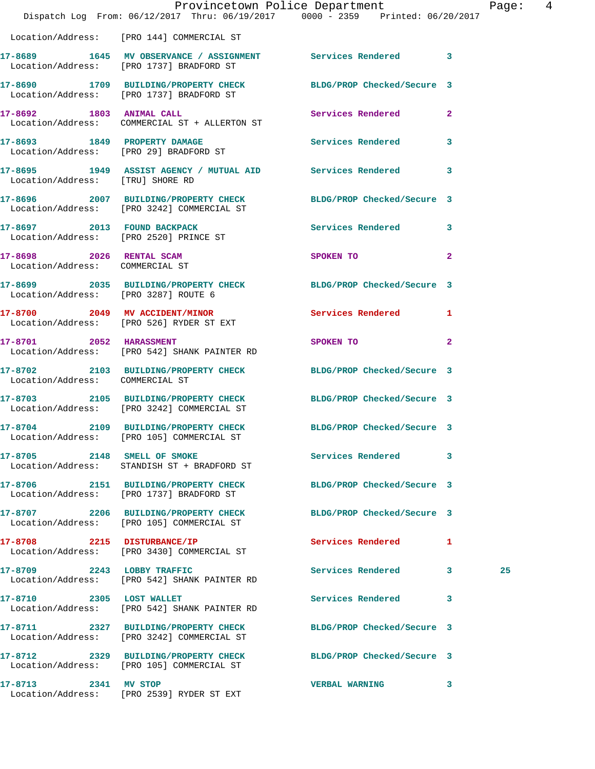Location/Address: [PRO 144] COMMERCIAL ST

| Call # | Time | Call Reason | Action | Priority | |
|---|---|---|---|---|---|
| 17-8689 | 1645 | MV OBSERVANCE / ASSIGNMENT | Services Rendered | 3 | |
| | | Location/Address: [PRO 1737] BRADFORD ST | | | |
| 17-8690 | 1709 | BUILDING/PROPERTY CHECK | BLDG/PROP Checked/Secure | 3 | |
| | | Location/Address: [PRO 1737] BRADFORD ST | | | |
| 17-8692 | 1803 | ANIMAL CALL | Services Rendered | 2 | |
| | | Location/Address: COMMERCIAL ST + ALLERTON ST | | | |
| 17-8693 | 1849 | PROPERTY DAMAGE | Services Rendered | 3 | |
| | | Location/Address: [PRO 29] BRADFORD ST | | | |
| 17-8695 | 1949 | ASSIST AGENCY / MUTUAL AID | Services Rendered | 3 | |
| | | Location/Address: [TRU] SHORE RD | | | |
| 17-8696 | 2007 | BUILDING/PROPERTY CHECK | BLDG/PROP Checked/Secure | 3 | |
| | | Location/Address: [PRO 3242] COMMERCIAL ST | | | |
| 17-8697 | 2013 | FOUND BACKPACK | Services Rendered | 3 | |
| | | Location/Address: [PRO 2520] PRINCE ST | | | |
| 17-8698 | 2026 | RENTAL SCAM | SPOKEN TO | 2 | |
| | | Location/Address: COMMERCIAL ST | | | |
| 17-8699 | 2035 | BUILDING/PROPERTY CHECK | BLDG/PROP Checked/Secure | 3 | |
| | | Location/Address: [PRO 3287] ROUTE 6 | | | |
| 17-8700 | 2049 | MV ACCIDENT/MINOR | Services Rendered | 1 | |
| | | Location/Address: [PRO 526] RYDER ST EXT | | | |
| 17-8701 | 2052 | HARASSMENT | SPOKEN TO | 2 | |
| | | Location/Address: [PRO 542] SHANK PAINTER RD | | | |
| 17-8702 | 2103 | BUILDING/PROPERTY CHECK | BLDG/PROP Checked/Secure | 3 | |
| | | Location/Address: COMMERCIAL ST | | | |
| 17-8703 | 2105 | BUILDING/PROPERTY CHECK | BLDG/PROP Checked/Secure | 3 | |
| | | Location/Address: [PRO 3242] COMMERCIAL ST | | | |
| 17-8704 | 2109 | BUILDING/PROPERTY CHECK | BLDG/PROP Checked/Secure | 3 | |
| | | Location/Address: [PRO 105] COMMERCIAL ST | | | |
| 17-8705 | 2148 | SMELL OF SMOKE | Services Rendered | 3 | |
| | | Location/Address: STANDISH ST + BRADFORD ST | | | |
| 17-8706 | 2151 | BUILDING/PROPERTY CHECK | BLDG/PROP Checked/Secure | 3 | |
| | | Location/Address: [PRO 1737] BRADFORD ST | | | |
| 17-8707 | 2206 | BUILDING/PROPERTY CHECK | BLDG/PROP Checked/Secure | 3 | |
| | | Location/Address: [PRO 105] COMMERCIAL ST | | | |
| 17-8708 | 2215 | DISTURBANCE/IP | Services Rendered | 1 | |
| | | Location/Address: [PRO 3430] COMMERCIAL ST | | | |
| 17-8709 | 2243 | LOBBY TRAFFIC | Services Rendered | 3 | 25 |
| | | Location/Address: [PRO 542] SHANK PAINTER RD | | | |
| 17-8710 | 2305 | LOST WALLET | Services Rendered | 3 | |
| | | Location/Address: [PRO 542] SHANK PAINTER RD | | | |
| 17-8711 | 2327 | BUILDING/PROPERTY CHECK | BLDG/PROP Checked/Secure | 3 | |
| | | Location/Address: [PRO 3242] COMMERCIAL ST | | | |
| 17-8712 | 2329 | BUILDING/PROPERTY CHECK | BLDG/PROP Checked/Secure | 3 | |
| | | Location/Address: [PRO 105] COMMERCIAL ST | | | |
| 17-8713 | 2341 | MV STOP | VERBAL WARNING | 3 | |
| | | Location/Address: [PRO 2539] RYDER ST EXT | | | |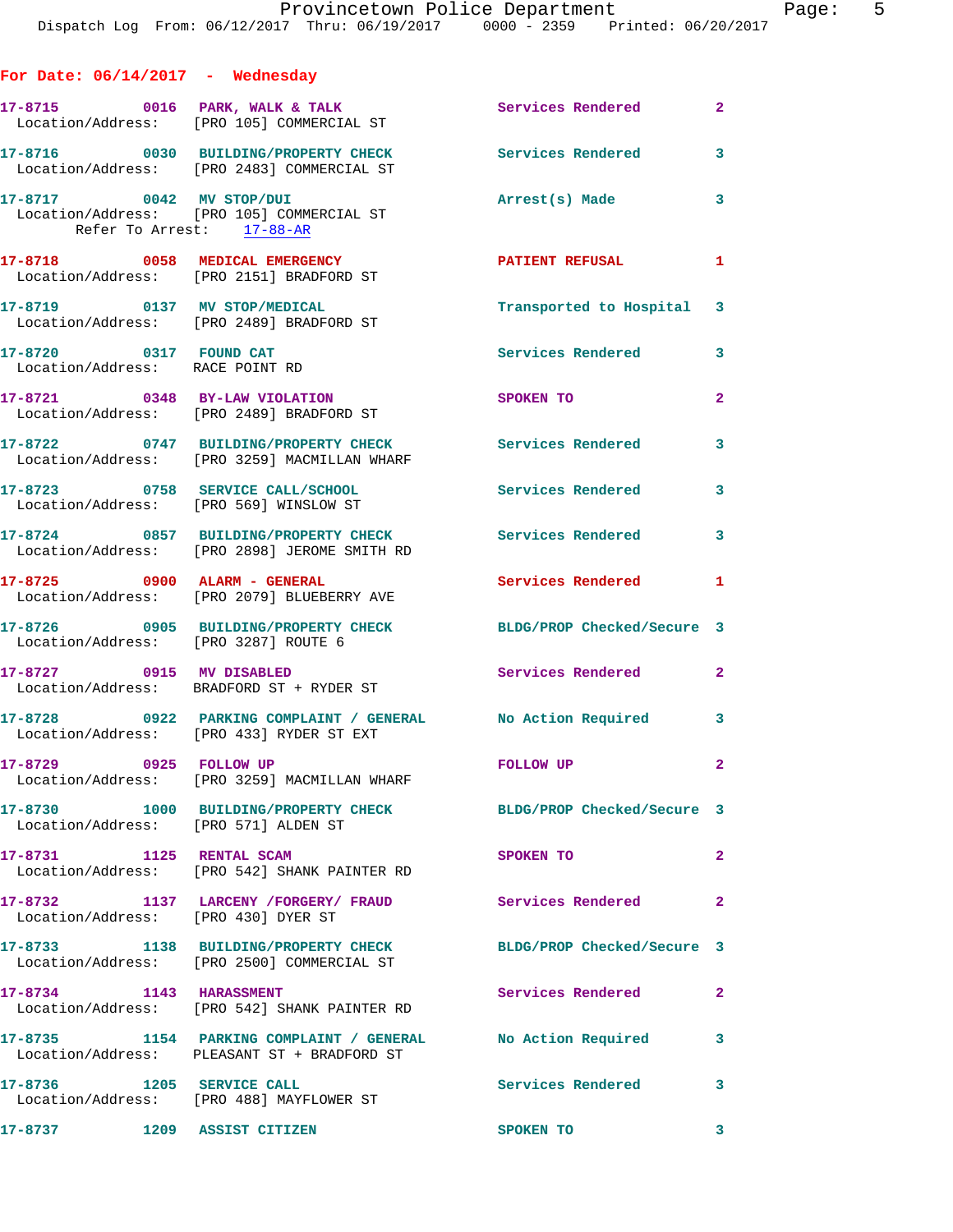**For Date: 06/14/2017 - Wednesday**

**17-8715** 0016 PARK, WALK & TALK — Services Rendered — 2
Location/Address: [PRO 105] COMMERCIAL ST

**17-8716** 0030 BUILDING/PROPERTY CHECK — Services Rendered — 3
Location/Address: [PRO 2483] COMMERCIAL ST

**17-8717** 0042 MV STOP/DUI — Arrest(s) Made — 3
Location/Address: [PRO 105] COMMERCIAL ST
Refer To Arrest: 17-88-AR

**17-8718** 0058 MEDICAL EMERGENCY — PATIENT REFUSAL — 1
Location/Address: [PRO 2151] BRADFORD ST

**17-8719** 0137 MV STOP/MEDICAL — Transported to Hospital — 3
Location/Address: [PRO 2489] BRADFORD ST

**17-8720** 0317 FOUND CAT — Services Rendered — 3
Location/Address: RACE POINT RD

**17-8721** 0348 BY-LAW VIOLATION — SPOKEN TO — 2
Location/Address: [PRO 2489] BRADFORD ST

**17-8722** 0747 BUILDING/PROPERTY CHECK — Services Rendered — 3
Location/Address: [PRO 3259] MACMILLAN WHARF

**17-8723** 0758 SERVICE CALL/SCHOOL — Services Rendered — 3
Location/Address: [PRO 569] WINSLOW ST

**17-8724** 0857 BUILDING/PROPERTY CHECK — Services Rendered — 3
Location/Address: [PRO 2898] JEROME SMITH RD

**17-8725** 0900 ALARM - GENERAL — Services Rendered — 1
Location/Address: [PRO 2079] BLUEBERRY AVE

**17-8726** 0905 BUILDING/PROPERTY CHECK — BLDG/PROP Checked/Secure — 3
Location/Address: [PRO 3287] ROUTE 6

**17-8727** 0915 MV DISABLED — Services Rendered — 2
Location/Address: BRADFORD ST + RYDER ST

**17-8728** 0922 PARKING COMPLAINT / GENERAL — No Action Required — 3
Location/Address: [PRO 433] RYDER ST EXT

**17-8729** 0925 FOLLOW UP — FOLLOW UP — 2
Location/Address: [PRO 3259] MACMILLAN WHARF

**17-8730** 1000 BUILDING/PROPERTY CHECK — BLDG/PROP Checked/Secure — 3
Location/Address: [PRO 571] ALDEN ST

**17-8731** 1125 RENTAL SCAM — SPOKEN TO — 2
Location/Address: [PRO 542] SHANK PAINTER RD

**17-8732** 1137 LARCENY /FORGERY/ FRAUD — Services Rendered — 2
Location/Address: [PRO 430] DYER ST

**17-8733** 1138 BUILDING/PROPERTY CHECK — BLDG/PROP Checked/Secure — 3
Location/Address: [PRO 2500] COMMERCIAL ST

**17-8734** 1143 HARASSMENT — Services Rendered — 2
Location/Address: [PRO 542] SHANK PAINTER RD

**17-8735** 1154 PARKING COMPLAINT / GENERAL — No Action Required — 3
Location/Address: PLEASANT ST + BRADFORD ST

**17-8736** 1205 SERVICE CALL — Services Rendered — 3
Location/Address: [PRO 488] MAYFLOWER ST

**17-8737** 1209 ASSIST CITIZEN — SPOKEN TO — 3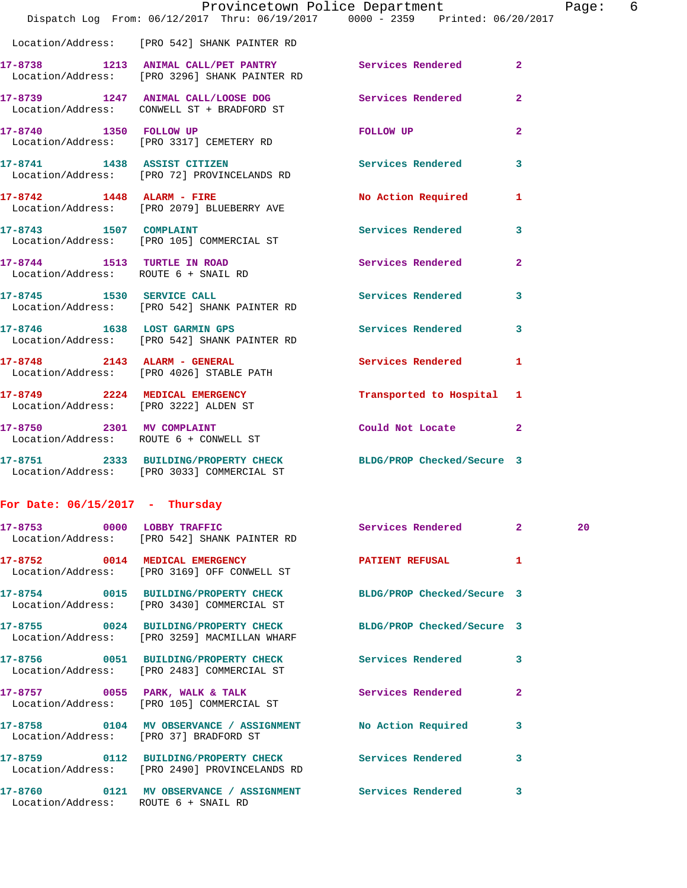Location/Address: [PRO 542] SHANK PAINTER RD

| Call # | Time | Call Type | Action | Priority | |
|---|---|---|---|---|---|
| 17-8738 | 1213 | ANIMAL CALL/PET PANTRY | Services Rendered | 2 | |
| | | Location/Address: [PRO 3296] SHANK PAINTER RD | | | |
| 17-8739 | 1247 | ANIMAL CALL/LOOSE DOG | Services Rendered | 2 | |
| | | Location/Address: CONWELL ST + BRADFORD ST | | | |
| 17-8740 | 1350 | FOLLOW UP | FOLLOW UP | 2 | |
| | | Location/Address: [PRO 3317] CEMETERY RD | | | |
| 17-8741 | 1438 | ASSIST CITIZEN | Services Rendered | 3 | |
| | | Location/Address: [PRO 72] PROVINCELANDS RD | | | |
| 17-8742 | 1448 | ALARM - FIRE | No Action Required | 1 | |
| | | Location/Address: [PRO 2079] BLUEBERRY AVE | | | |
| 17-8743 | 1507 | COMPLAINT | Services Rendered | 3 | |
| | | Location/Address: [PRO 105] COMMERCIAL ST | | | |
| 17-8744 | 1513 | TURTLE IN ROAD | Services Rendered | 2 | |
| | | Location/Address: ROUTE 6 + SNAIL RD | | | |
| 17-8745 | 1530 | SERVICE CALL | Services Rendered | 3 | |
| | | Location/Address: [PRO 542] SHANK PAINTER RD | | | |
| 17-8746 | 1638 | LOST GARMIN GPS | Services Rendered | 3 | |
| | | Location/Address: [PRO 542] SHANK PAINTER RD | | | |
| 17-8748 | 2143 | ALARM - GENERAL | Services Rendered | 1 | |
| | | Location/Address: [PRO 4026] STABLE PATH | | | |
| 17-8749 | 2224 | MEDICAL EMERGENCY | Transported to Hospital | 1 | |
| | | Location/Address: [PRO 3222] ALDEN ST | | | |
| 17-8750 | 2301 | MV COMPLAINT | Could Not Locate | 2 | |
| | | Location/Address: ROUTE 6 + CONWELL ST | | | |
| 17-8751 | 2333 | BUILDING/PROPERTY CHECK | BLDG/PROP Checked/Secure | 3 | |
| | | Location/Address: [PRO 3033] COMMERCIAL ST | | | |

**For Date: 06/15/2017 - Thursday**

| Call # | Time | Call Type | Action | Priority | |
|---|---|---|---|---|---|
| 17-8753 | 0000 | LOBBY TRAFFIC | Services Rendered | 2 | 20 |
| | | Location/Address: [PRO 542] SHANK PAINTER RD | | | |
| 17-8752 | 0014 | MEDICAL EMERGENCY | PATIENT REFUSAL | 1 | |
| | | Location/Address: [PRO 3169] OFF CONWELL ST | | | |
| 17-8754 | 0015 | BUILDING/PROPERTY CHECK | BLDG/PROP Checked/Secure | 3 | |
| | | Location/Address: [PRO 3430] COMMERCIAL ST | | | |
| 17-8755 | 0024 | BUILDING/PROPERTY CHECK | BLDG/PROP Checked/Secure | 3 | |
| | | Location/Address: [PRO 3259] MACMILLAN WHARF | | | |
| 17-8756 | 0051 | BUILDING/PROPERTY CHECK | Services Rendered | 3 | |
| | | Location/Address: [PRO 2483] COMMERCIAL ST | | | |
| 17-8757 | 0055 | PARK, WALK & TALK | Services Rendered | 2 | |
| | | Location/Address: [PRO 105] COMMERCIAL ST | | | |
| 17-8758 | 0104 | MV OBSERVANCE / ASSIGNMENT | No Action Required | 3 | |
| | | Location/Address: [PRO 37] BRADFORD ST | | | |
| 17-8759 | 0112 | BUILDING/PROPERTY CHECK | Services Rendered | 3 | |
| | | Location/Address: [PRO 2490] PROVINCELANDS RD | | | |
| 17-8760 | 0121 | MV OBSERVANCE / ASSIGNMENT | Services Rendered | 3 | |
| | | Location/Address: ROUTE 6 + SNAIL RD | | | |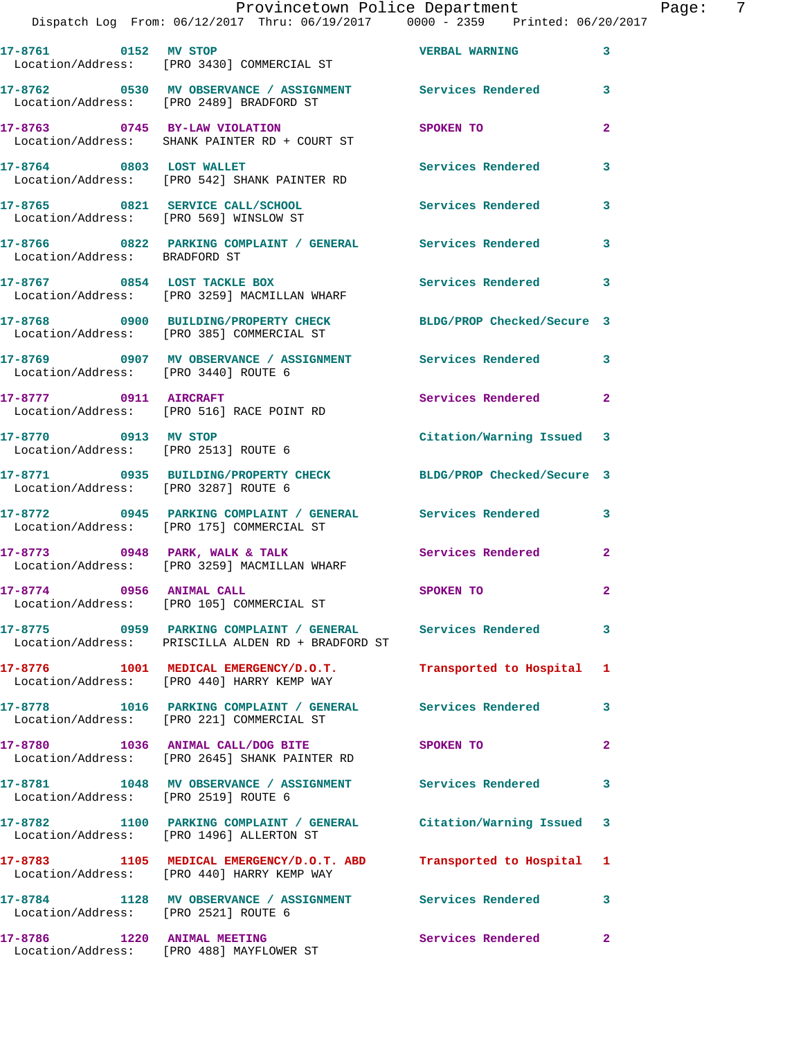17-8761 0152 MV STOP VERBAL WARNING 3
Location/Address: [PRO 3430] COMMERCIAL ST

17-8762 0530 MV OBSERVANCE / ASSIGNMENT Services Rendered 3
Location/Address: [PRO 2489] BRADFORD ST

17-8763 0745 BY-LAW VIOLATION SPOKEN TO 2
Location/Address: SHANK PAINTER RD + COURT ST

17-8764 0803 LOST WALLET Services Rendered 3
Location/Address: [PRO 542] SHANK PAINTER RD

17-8765 0821 SERVICE CALL/SCHOOL Services Rendered 3
Location/Address: [PRO 569] WINSLOW ST

17-8766 0822 PARKING COMPLAINT / GENERAL Services Rendered 3
Location/Address: BRADFORD ST

17-8767 0854 LOST TACKLE BOX Services Rendered 3
Location/Address: [PRO 3259] MACMILLAN WHARF

17-8768 0900 BUILDING/PROPERTY CHECK BLDG/PROP Checked/Secure 3
Location/Address: [PRO 385] COMMERCIAL ST

17-8769 0907 MV OBSERVANCE / ASSIGNMENT Services Rendered 3
Location/Address: [PRO 3440] ROUTE 6

17-8777 0911 AIRCRAFT Services Rendered 2
Location/Address: [PRO 516] RACE POINT RD

17-8770 0913 MV STOP Citation/Warning Issued 3
Location/Address: [PRO 2513] ROUTE 6

17-8771 0935 BUILDING/PROPERTY CHECK BLDG/PROP Checked/Secure 3
Location/Address: [PRO 3287] ROUTE 6

17-8772 0945 PARKING COMPLAINT / GENERAL Services Rendered 3
Location/Address: [PRO 175] COMMERCIAL ST

17-8773 0948 PARK, WALK & TALK Services Rendered 2
Location/Address: [PRO 3259] MACMILLAN WHARF

17-8774 0956 ANIMAL CALL SPOKEN TO 2
Location/Address: [PRO 105] COMMERCIAL ST

17-8775 0959 PARKING COMPLAINT / GENERAL Services Rendered 3
Location/Address: PRISCILLA ALDEN RD + BRADFORD ST

17-8776 1001 MEDICAL EMERGENCY/D.O.T. Transported to Hospital 1
Location/Address: [PRO 440] HARRY KEMP WAY

17-8778 1016 PARKING COMPLAINT / GENERAL Services Rendered 3
Location/Address: [PRO 221] COMMERCIAL ST

17-8780 1036 ANIMAL CALL/DOG BITE SPOKEN TO 2
Location/Address: [PRO 2645] SHANK PAINTER RD

17-8781 1048 MV OBSERVANCE / ASSIGNMENT Services Rendered 3
Location/Address: [PRO 2519] ROUTE 6

17-8782 1100 PARKING COMPLAINT / GENERAL Citation/Warning Issued 3
Location/Address: [PRO 1496] ALLERTON ST

17-8783 1105 MEDICAL EMERGENCY/D.O.T. ABD Transported to Hospital 1
Location/Address: [PRO 440] HARRY KEMP WAY

17-8784 1128 MV OBSERVANCE / ASSIGNMENT Services Rendered 3
Location/Address: [PRO 2521] ROUTE 6

17-8786 1220 ANIMAL MEETING Services Rendered 2
Location/Address: [PRO 488] MAYFLOWER ST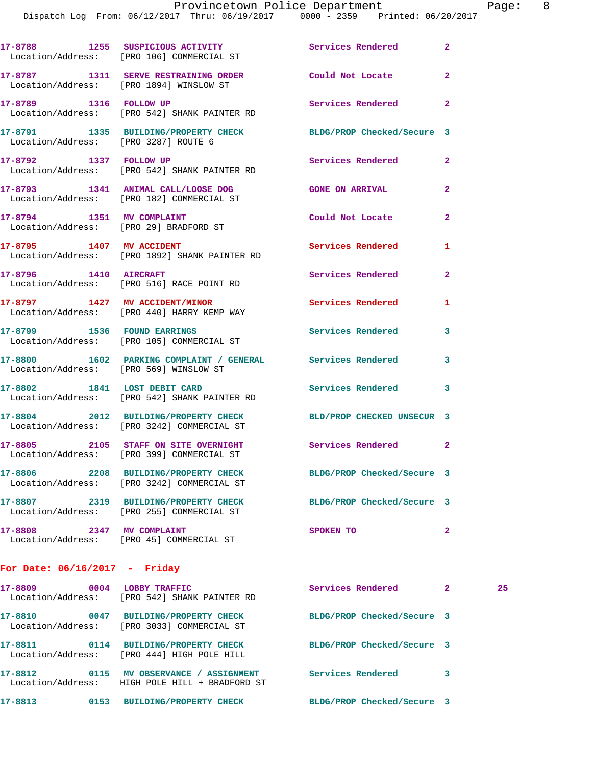17-8788 1255 SUSPICIOUS ACTIVITY Services Rendered 2
Location/Address: [PRO 106] COMMERCIAL ST

17-8787 1311 SERVE RESTRAINING ORDER Could Not Locate 2
Location/Address: [PRO 1894] WINSLOW ST

17-8789 1316 FOLLOW UP Services Rendered 2
Location/Address: [PRO 542] SHANK PAINTER RD

17-8791 1335 BUILDING/PROPERTY CHECK BLDG/PROP Checked/Secure 3
Location/Address: [PRO 3287] ROUTE 6

17-8792 1337 FOLLOW UP Services Rendered 2
Location/Address: [PRO 542] SHANK PAINTER RD

17-8793 1341 ANIMAL CALL/LOOSE DOG GONE ON ARRIVAL 2
Location/Address: [PRO 182] COMMERCIAL ST

17-8794 1351 MV COMPLAINT Could Not Locate 2
Location/Address: [PRO 29] BRADFORD ST

17-8795 1407 MV ACCIDENT Services Rendered 1
Location/Address: [PRO 1892] SHANK PAINTER RD

17-8796 1410 AIRCRAFT Services Rendered 2
Location/Address: [PRO 516] RACE POINT RD

17-8797 1427 MV ACCIDENT/MINOR Services Rendered 1
Location/Address: [PRO 440] HARRY KEMP WAY

17-8799 1536 FOUND EARRINGS Services Rendered 3
Location/Address: [PRO 105] COMMERCIAL ST

17-8800 1602 PARKING COMPLAINT / GENERAL Services Rendered 3
Location/Address: [PRO 569] WINSLOW ST

17-8802 1841 LOST DEBIT CARD Services Rendered 3
Location/Address: [PRO 542] SHANK PAINTER RD

17-8804 2012 BUILDING/PROPERTY CHECK BLD/PROP CHECKED UNSECUR 3
Location/Address: [PRO 3242] COMMERCIAL ST

17-8805 2105 STAFF ON SITE OVERNIGHT Services Rendered 2
Location/Address: [PRO 399] COMMERCIAL ST

17-8806 2208 BUILDING/PROPERTY CHECK BLDG/PROP Checked/Secure 3
Location/Address: [PRO 3242] COMMERCIAL ST

17-8807 2319 BUILDING/PROPERTY CHECK BLDG/PROP Checked/Secure 3
Location/Address: [PRO 255] COMMERCIAL ST

17-8808 2347 MV COMPLAINT SPOKEN TO 2
Location/Address: [PRO 45] COMMERCIAL ST

**For Date: 06/16/2017 - Friday**

17-8809 0004 LOBBY TRAFFIC Services Rendered 2 25
Location/Address: [PRO 542] SHANK PAINTER RD

17-8810 0047 BUILDING/PROPERTY CHECK BLDG/PROP Checked/Secure 3
Location/Address: [PRO 3033] COMMERCIAL ST

17-8811 0114 BUILDING/PROPERTY CHECK BLDG/PROP Checked/Secure 3
Location/Address: [PRO 444] HIGH POLE HILL

17-8812 0115 MV OBSERVANCE / ASSIGNMENT Services Rendered 3
Location/Address: HIGH POLE HILL + BRADFORD ST

17-8813 0153 BUILDING/PROPERTY CHECK BLDG/PROP Checked/Secure 3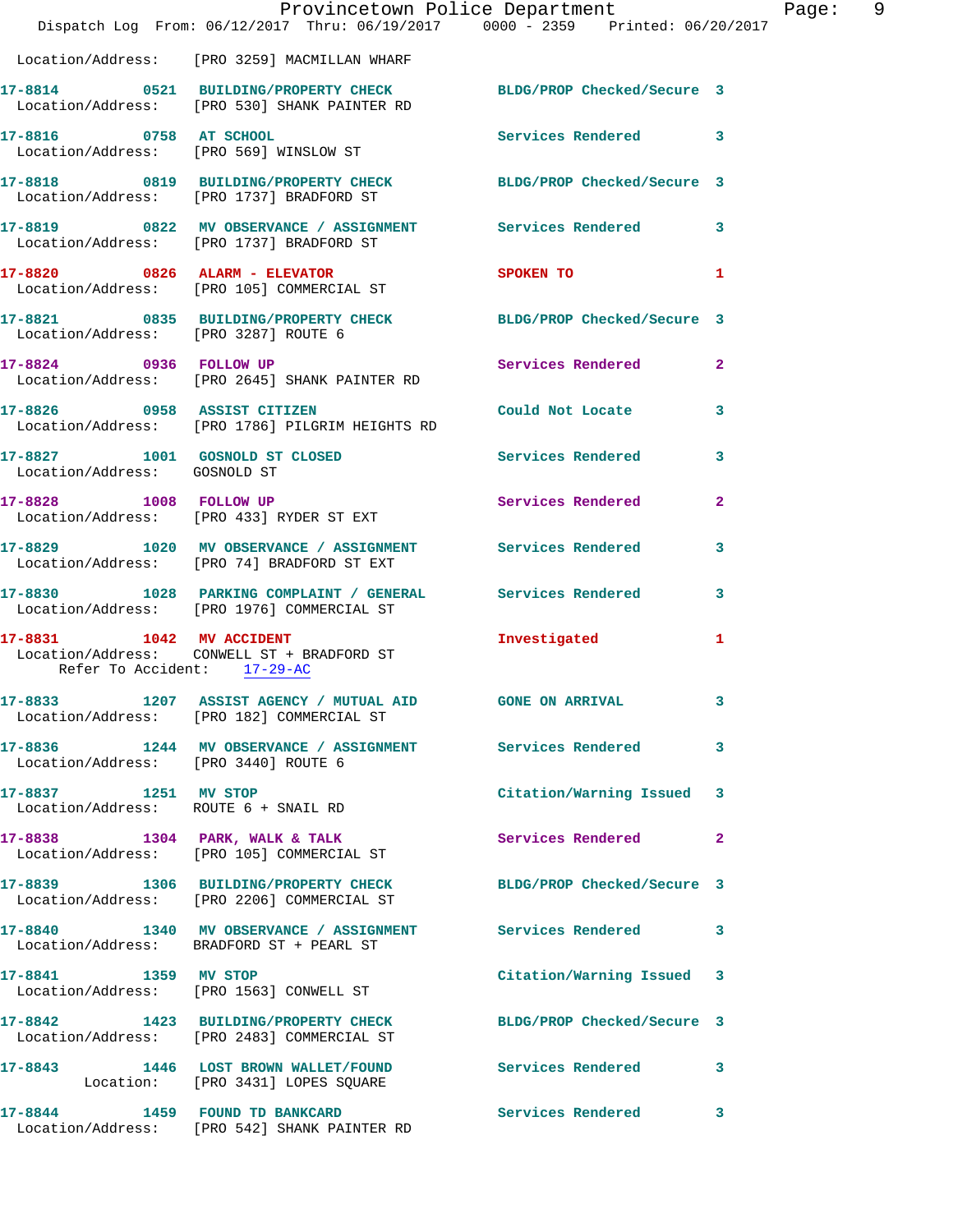Location/Address: [PRO 3259] MACMILLAN WHARF

| Call # | Time | Call Reason | Action | Priority |
|---|---|---|---|---|
| 17-8814 | 0521 | BUILDING/PROPERTY CHECK | BLDG/PROP Checked/Secure | 3 |
| Location/Address: [PRO 530] SHANK PAINTER RD | | | | |
| 17-8816 | 0758 | AT SCHOOL | Services Rendered | 3 |
| Location/Address: [PRO 569] WINSLOW ST | | | | |
| 17-8818 | 0819 | BUILDING/PROPERTY CHECK | BLDG/PROP Checked/Secure | 3 |
| Location/Address: [PRO 1737] BRADFORD ST | | | | |
| 17-8819 | 0822 | MV OBSERVANCE / ASSIGNMENT | Services Rendered | 3 |
| Location/Address: [PRO 1737] BRADFORD ST | | | | |
| 17-8820 | 0826 | ALARM - ELEVATOR | SPOKEN TO | 1 |
| Location/Address: [PRO 105] COMMERCIAL ST | | | | |
| 17-8821 | 0835 | BUILDING/PROPERTY CHECK | BLDG/PROP Checked/Secure | 3 |
| Location/Address: [PRO 3287] ROUTE 6 | | | | |
| 17-8824 | 0936 | FOLLOW UP | Services Rendered | 2 |
| Location/Address: [PRO 2645] SHANK PAINTER RD | | | | |
| 17-8826 | 0958 | ASSIST CITIZEN | Could Not Locate | 3 |
| Location/Address: [PRO 1786] PILGRIM HEIGHTS RD | | | | |
| 17-8827 | 1001 | GOSNOLD ST CLOSED | Services Rendered | 3 |
| Location/Address: GOSNOLD ST | | | | |
| 17-8828 | 1008 | FOLLOW UP | Services Rendered | 2 |
| Location/Address: [PRO 433] RYDER ST EXT | | | | |
| 17-8829 | 1020 | MV OBSERVANCE / ASSIGNMENT | Services Rendered | 3 |
| Location/Address: [PRO 74] BRADFORD ST EXT | | | | |
| 17-8830 | 1028 | PARKING COMPLAINT / GENERAL | Services Rendered | 3 |
| Location/Address: [PRO 1976] COMMERCIAL ST | | | | |
| 17-8831 | 1042 | MV ACCIDENT | Investigated | 1 |
| Location/Address: CONWELL ST + BRADFORD ST — Refer To Accident: 17-29-AC | | | | |
| 17-8833 | 1207 | ASSIST AGENCY / MUTUAL AID | GONE ON ARRIVAL | 3 |
| Location/Address: [PRO 182] COMMERCIAL ST | | | | |
| 17-8836 | 1244 | MV OBSERVANCE / ASSIGNMENT | Services Rendered | 3 |
| Location/Address: [PRO 3440] ROUTE 6 | | | | |
| 17-8837 | 1251 | MV STOP | Citation/Warning Issued | 3 |
| Location/Address: ROUTE 6 + SNAIL RD | | | | |
| 17-8838 | 1304 | PARK, WALK & TALK | Services Rendered | 2 |
| Location/Address: [PRO 105] COMMERCIAL ST | | | | |
| 17-8839 | 1306 | BUILDING/PROPERTY CHECK | BLDG/PROP Checked/Secure | 3 |
| Location/Address: [PRO 2206] COMMERCIAL ST | | | | |
| 17-8840 | 1340 | MV OBSERVANCE / ASSIGNMENT | Services Rendered | 3 |
| Location/Address: BRADFORD ST + PEARL ST | | | | |
| 17-8841 | 1359 | MV STOP | Citation/Warning Issued | 3 |
| Location/Address: [PRO 1563] CONWELL ST | | | | |
| 17-8842 | 1423 | BUILDING/PROPERTY CHECK | BLDG/PROP Checked/Secure | 3 |
| Location/Address: [PRO 2483] COMMERCIAL ST | | | | |
| 17-8843 | 1446 | LOST BROWN WALLET/FOUND | Services Rendered | 3 |
| Location: [PRO 3431] LOPES SQUARE | | | | |
| 17-8844 | 1459 | FOUND TD BANKCARD | Services Rendered | 3 |
| Location/Address: [PRO 542] SHANK PAINTER RD | | | | |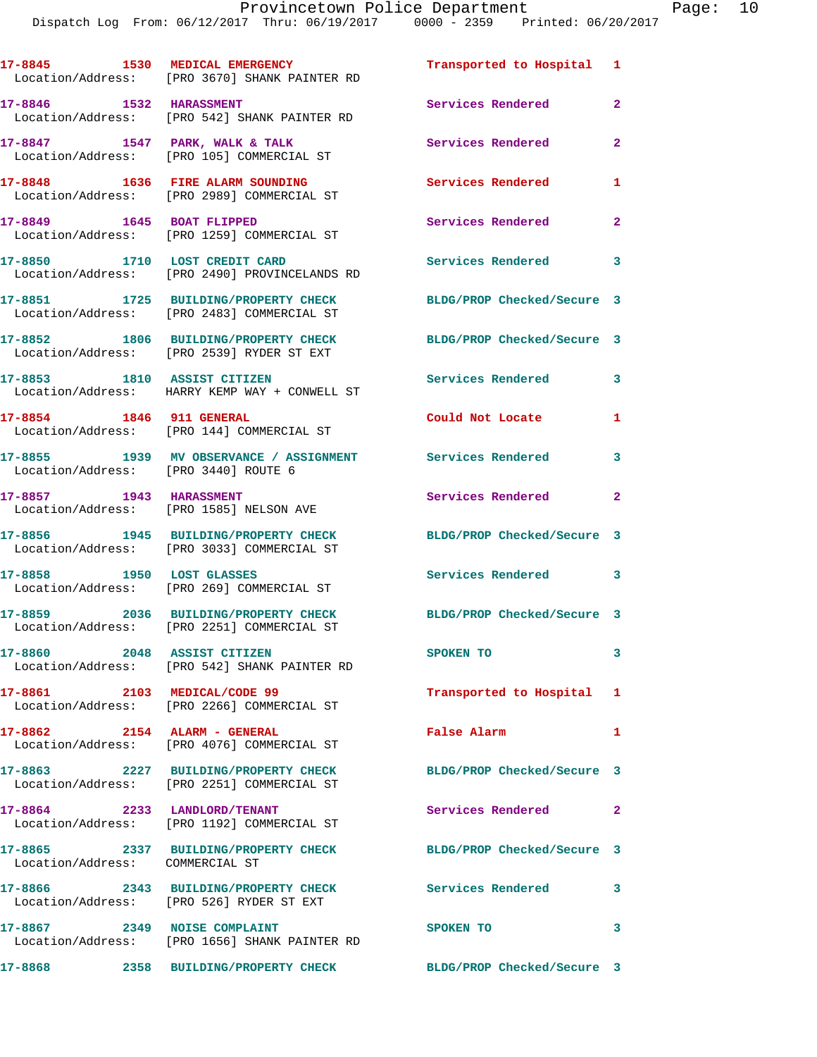17-8845 1530 MEDICAL EMERGENCY Transported to Hospital 1
Location/Address: [PRO 3670] SHANK PAINTER RD

17-8846 1532 HARASSMENT Services Rendered 2
Location/Address: [PRO 542] SHANK PAINTER RD

17-8847 1547 PARK, WALK & TALK Services Rendered 2
Location/Address: [PRO 105] COMMERCIAL ST

17-8848 1636 FIRE ALARM SOUNDING Services Rendered 1
Location/Address: [PRO 2989] COMMERCIAL ST

17-8849 1645 BOAT FLIPPED Services Rendered 2
Location/Address: [PRO 1259] COMMERCIAL ST

17-8850 1710 LOST CREDIT CARD Services Rendered 3
Location/Address: [PRO 2490] PROVINCELANDS RD

17-8851 1725 BUILDING/PROPERTY CHECK BLDG/PROP Checked/Secure 3
Location/Address: [PRO 2483] COMMERCIAL ST

17-8852 1806 BUILDING/PROPERTY CHECK BLDG/PROP Checked/Secure 3
Location/Address: [PRO 2539] RYDER ST EXT

17-8853 1810 ASSIST CITIZEN Services Rendered 3
Location/Address: HARRY KEMP WAY + CONWELL ST

17-8854 1846 911 GENERAL Could Not Locate 1
Location/Address: [PRO 144] COMMERCIAL ST

17-8855 1939 MV OBSERVANCE / ASSIGNMENT Services Rendered 3
Location/Address: [PRO 3440] ROUTE 6

17-8857 1943 HARASSMENT Services Rendered 2
Location/Address: [PRO 1585] NELSON AVE

17-8856 1945 BUILDING/PROPERTY CHECK BLDG/PROP Checked/Secure 3
Location/Address: [PRO 3033] COMMERCIAL ST

17-8858 1950 LOST GLASSES Services Rendered 3
Location/Address: [PRO 269] COMMERCIAL ST

17-8859 2036 BUILDING/PROPERTY CHECK BLDG/PROP Checked/Secure 3
Location/Address: [PRO 2251] COMMERCIAL ST

17-8860 2048 ASSIST CITIZEN SPOKEN TO 3
Location/Address: [PRO 542] SHANK PAINTER RD

17-8861 2103 MEDICAL/CODE 99 Transported to Hospital 1
Location/Address: [PRO 2266] COMMERCIAL ST

17-8862 2154 ALARM - GENERAL False Alarm 1
Location/Address: [PRO 4076] COMMERCIAL ST

17-8863 2227 BUILDING/PROPERTY CHECK BLDG/PROP Checked/Secure 3
Location/Address: [PRO 2251] COMMERCIAL ST

17-8864 2233 LANDLORD/TENANT Services Rendered 2
Location/Address: [PRO 1192] COMMERCIAL ST

17-8865 2337 BUILDING/PROPERTY CHECK BLDG/PROP Checked/Secure 3
Location/Address: COMMERCIAL ST

17-8866 2343 BUILDING/PROPERTY CHECK Services Rendered 3
Location/Address: [PRO 526] RYDER ST EXT

17-8867 2349 NOISE COMPLAINT SPOKEN TO 3
Location/Address: [PRO 1656] SHANK PAINTER RD

17-8868 2358 BUILDING/PROPERTY CHECK BLDG/PROP Checked/Secure 3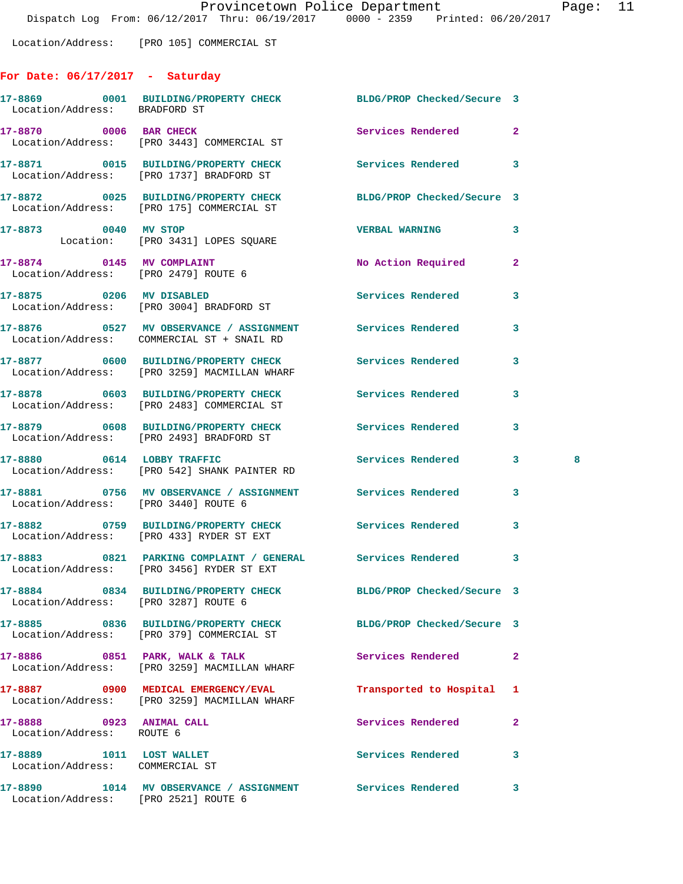Location/Address: [PRO 105] COMMERCIAL ST

## For Date: 06/17/2017 - Saturday

**17-8869** 0001 **BUILDING/PROPERTY CHECK** BLDG/PROP Checked/Secure 3
Location/Address: BRADFORD ST

**17-8870** 0006 **BAR CHECK** Services Rendered 2
Location/Address: [PRO 3443] COMMERCIAL ST

**17-8871** 0015 **BUILDING/PROPERTY CHECK** Services Rendered 3
Location/Address: [PRO 1737] BRADFORD ST

**17-8872** 0025 **BUILDING/PROPERTY CHECK** BLDG/PROP Checked/Secure 3
Location/Address: [PRO 175] COMMERCIAL ST

**17-8873** 0040 **MV STOP** VERBAL WARNING 3
Location: [PRO 3431] LOPES SQUARE

**17-8874** 0145 **MV COMPLAINT** No Action Required 2
Location/Address: [PRO 2479] ROUTE 6

**17-8875** 0206 **MV DISABLED** Services Rendered 3
Location/Address: [PRO 3004] BRADFORD ST

**17-8876** 0527 **MV OBSERVANCE / ASSIGNMENT** Services Rendered 3
Location/Address: COMMERCIAL ST + SNAIL RD

**17-8877** 0600 **BUILDING/PROPERTY CHECK** Services Rendered 3
Location/Address: [PRO 3259] MACMILLAN WHARF

**17-8878** 0603 **BUILDING/PROPERTY CHECK** Services Rendered 3
Location/Address: [PRO 2483] COMMERCIAL ST

**17-8879** 0608 **BUILDING/PROPERTY CHECK** Services Rendered 3
Location/Address: [PRO 2493] BRADFORD ST

**17-8880** 0614 **LOBBY TRAFFIC** Services Rendered 3 8
Location/Address: [PRO 542] SHANK PAINTER RD

**17-8881** 0756 **MV OBSERVANCE / ASSIGNMENT** Services Rendered 3
Location/Address: [PRO 3440] ROUTE 6

**17-8882** 0759 **BUILDING/PROPERTY CHECK** Services Rendered 3
Location/Address: [PRO 433] RYDER ST EXT

**17-8883** 0821 **PARKING COMPLAINT / GENERAL** Services Rendered 3
Location/Address: [PRO 3456] RYDER ST EXT

**17-8884** 0834 **BUILDING/PROPERTY CHECK** BLDG/PROP Checked/Secure 3
Location/Address: [PRO 3287] ROUTE 6

**17-8885** 0836 **BUILDING/PROPERTY CHECK** BLDG/PROP Checked/Secure 3
Location/Address: [PRO 379] COMMERCIAL ST

**17-8886** 0851 **PARK, WALK & TALK** Services Rendered 2
Location/Address: [PRO 3259] MACMILLAN WHARF

**17-8887** 0900 **MEDICAL EMERGENCY/EVAL** Transported to Hospital 1
Location/Address: [PRO 3259] MACMILLAN WHARF

**17-8888** 0923 **ANIMAL CALL** Services Rendered 2
Location/Address: ROUTE 6

**17-8889** 1011 **LOST WALLET** Services Rendered 3
Location/Address: COMMERCIAL ST

**17-8890** 1014 **MV OBSERVANCE / ASSIGNMENT** Services Rendered 3
Location/Address: [PRO 2521] ROUTE 6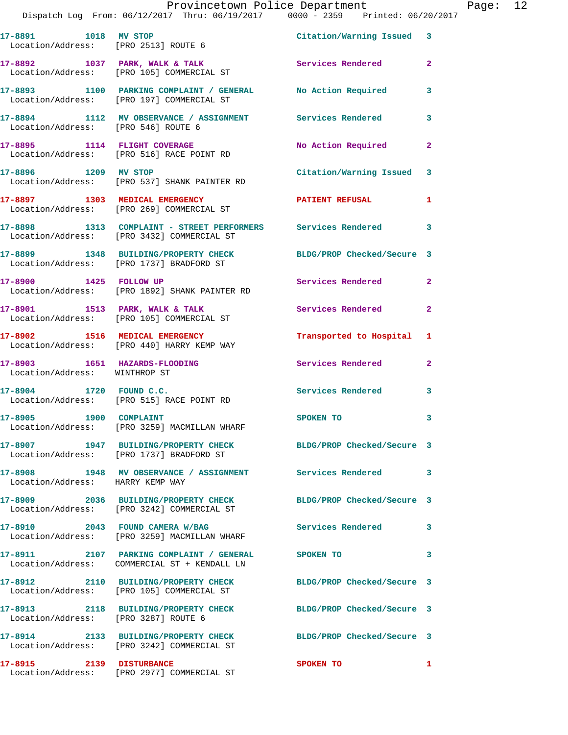17-8891 1018 MV STOP Citation/Warning Issued 3
Location/Address: [PRO 2513] ROUTE 6

17-8892 1037 PARK, WALK & TALK Services Rendered 2
Location/Address: [PRO 105] COMMERCIAL ST

17-8893 1100 PARKING COMPLAINT / GENERAL No Action Required 3
Location/Address: [PRO 197] COMMERCIAL ST

17-8894 1112 MV OBSERVANCE / ASSIGNMENT Services Rendered 3
Location/Address: [PRO 546] ROUTE 6

17-8895 1114 FLIGHT COVERAGE No Action Required 2
Location/Address: [PRO 516] RACE POINT RD

17-8896 1209 MV STOP Citation/Warning Issued 3
Location/Address: [PRO 537] SHANK PAINTER RD

17-8897 1303 MEDICAL EMERGENCY PATIENT REFUSAL 1
Location/Address: [PRO 269] COMMERCIAL ST

17-8898 1313 COMPLAINT - STREET PERFORMERS Services Rendered 3
Location/Address: [PRO 3432] COMMERCIAL ST

17-8899 1348 BUILDING/PROPERTY CHECK BLDG/PROP Checked/Secure 3
Location/Address: [PRO 1737] BRADFORD ST

17-8900 1425 FOLLOW UP Services Rendered 2
Location/Address: [PRO 1892] SHANK PAINTER RD

17-8901 1513 PARK, WALK & TALK Services Rendered 2
Location/Address: [PRO 105] COMMERCIAL ST

17-8902 1516 MEDICAL EMERGENCY Transported to Hospital 1
Location/Address: [PRO 440] HARRY KEMP WAY

17-8903 1651 HAZARDS-FLOODING Services Rendered 2
Location/Address: WINTHROP ST

17-8904 1720 FOUND C.C. Services Rendered 3
Location/Address: [PRO 515] RACE POINT RD

17-8905 1900 COMPLAINT SPOKEN TO 3
Location/Address: [PRO 3259] MACMILLAN WHARF

17-8907 1947 BUILDING/PROPERTY CHECK BLDG/PROP Checked/Secure 3
Location/Address: [PRO 1737] BRADFORD ST

17-8908 1948 MV OBSERVANCE / ASSIGNMENT Services Rendered 3
Location/Address: HARRY KEMP WAY

17-8909 2036 BUILDING/PROPERTY CHECK BLDG/PROP Checked/Secure 3
Location/Address: [PRO 3242] COMMERCIAL ST

17-8910 2043 FOUND CAMERA W/BAG Services Rendered 3
Location/Address: [PRO 3259] MACMILLAN WHARF

17-8911 2107 PARKING COMPLAINT / GENERAL SPOKEN TO 3
Location/Address: COMMERCIAL ST + KENDALL LN

17-8912 2110 BUILDING/PROPERTY CHECK BLDG/PROP Checked/Secure 3
Location/Address: [PRO 105] COMMERCIAL ST

17-8913 2118 BUILDING/PROPERTY CHECK BLDG/PROP Checked/Secure 3
Location/Address: [PRO 3287] ROUTE 6

17-8914 2133 BUILDING/PROPERTY CHECK BLDG/PROP Checked/Secure 3
Location/Address: [PRO 3242] COMMERCIAL ST

17-8915 2139 DISTURBANCE SPOKEN TO 1
Location/Address: [PRO 2977] COMMERCIAL ST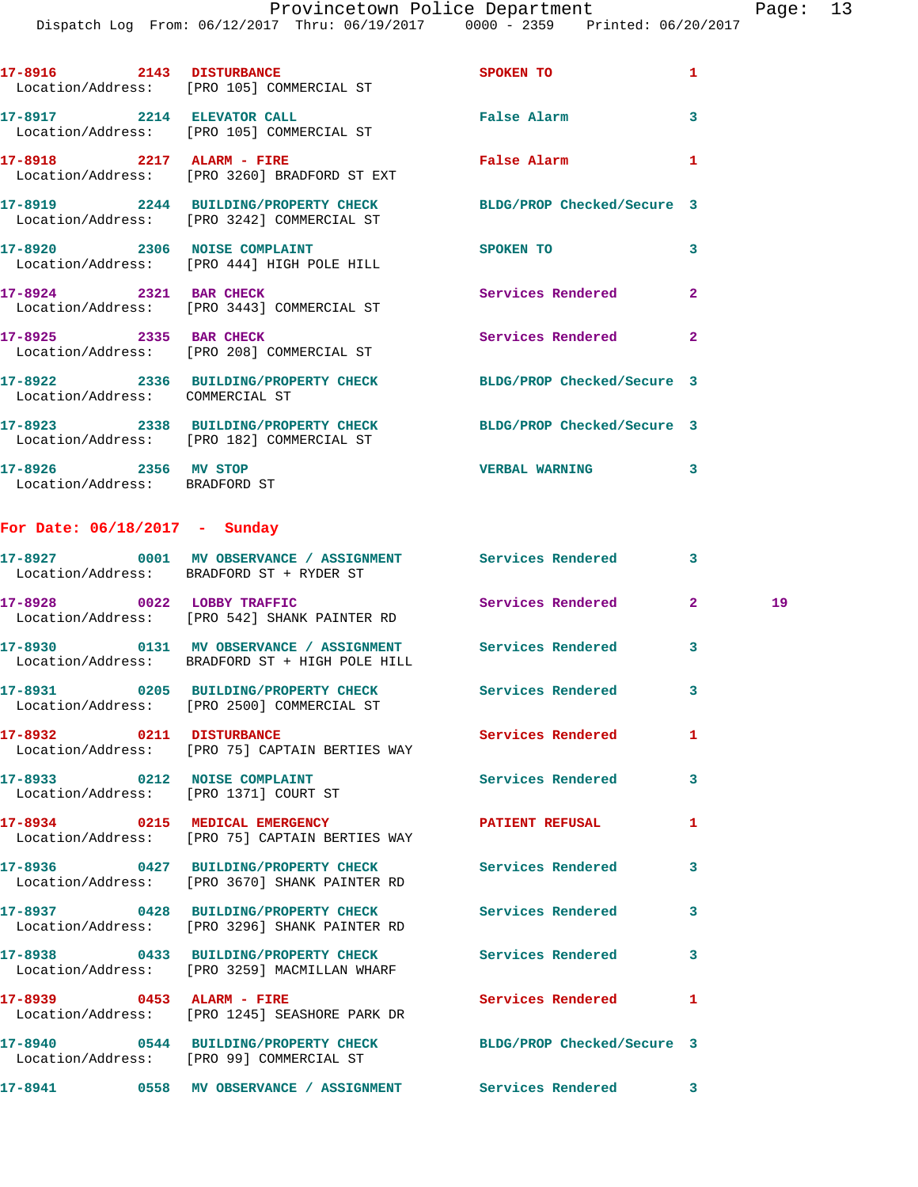17-8916 2143 DISTURBANCE SPOKEN TO 1
Location/Address: [PRO 105] COMMERCIAL ST

17-8917 2214 ELEVATOR CALL False Alarm 3
Location/Address: [PRO 105] COMMERCIAL ST

17-8918 2217 ALARM - FIRE False Alarm 1
Location/Address: [PRO 3260] BRADFORD ST EXT

17-8919 2244 BUILDING/PROPERTY CHECK BLDG/PROP Checked/Secure 3
Location/Address: [PRO 3242] COMMERCIAL ST

17-8920 2306 NOISE COMPLAINT SPOKEN TO 3
Location/Address: [PRO 444] HIGH POLE HILL

17-8924 2321 BAR CHECK Services Rendered 2
Location/Address: [PRO 3443] COMMERCIAL ST

17-8925 2335 BAR CHECK Services Rendered 2
Location/Address: [PRO 208] COMMERCIAL ST

17-8922 2336 BUILDING/PROPERTY CHECK BLDG/PROP Checked/Secure 3
Location/Address: COMMERCIAL ST

17-8923 2338 BUILDING/PROPERTY CHECK BLDG/PROP Checked/Secure 3
Location/Address: [PRO 182] COMMERCIAL ST

17-8926 2356 MV STOP VERBAL WARNING 3
Location/Address: BRADFORD ST

## For Date: 06/18/2017 - Sunday

17-8927 0001 MV OBSERVANCE / ASSIGNMENT Services Rendered 3
Location/Address: BRADFORD ST + RYDER ST

17-8928 0022 LOBBY TRAFFIC Services Rendered 2 19
Location/Address: [PRO 542] SHANK PAINTER RD

17-8930 0131 MV OBSERVANCE / ASSIGNMENT Services Rendered 3
Location/Address: BRADFORD ST + HIGH POLE HILL

17-8931 0205 BUILDING/PROPERTY CHECK Services Rendered 3
Location/Address: [PRO 2500] COMMERCIAL ST

17-8932 0211 DISTURBANCE Services Rendered 1
Location/Address: [PRO 75] CAPTAIN BERTIES WAY

17-8933 0212 NOISE COMPLAINT Services Rendered 3
Location/Address: [PRO 1371] COURT ST

17-8934 0215 MEDICAL EMERGENCY PATIENT REFUSAL 1
Location/Address: [PRO 75] CAPTAIN BERTIES WAY

17-8936 0427 BUILDING/PROPERTY CHECK Services Rendered 3
Location/Address: [PRO 3670] SHANK PAINTER RD

17-8937 0428 BUILDING/PROPERTY CHECK Services Rendered 3
Location/Address: [PRO 3296] SHANK PAINTER RD

17-8938 0433 BUILDING/PROPERTY CHECK Services Rendered 3
Location/Address: [PRO 3259] MACMILLAN WHARF

17-8939 0453 ALARM - FIRE Services Rendered 1
Location/Address: [PRO 1245] SEASHORE PARK DR

17-8940 0544 BUILDING/PROPERTY CHECK BLDG/PROP Checked/Secure 3
Location/Address: [PRO 99] COMMERCIAL ST

17-8941 0558 MV OBSERVANCE / ASSIGNMENT Services Rendered 3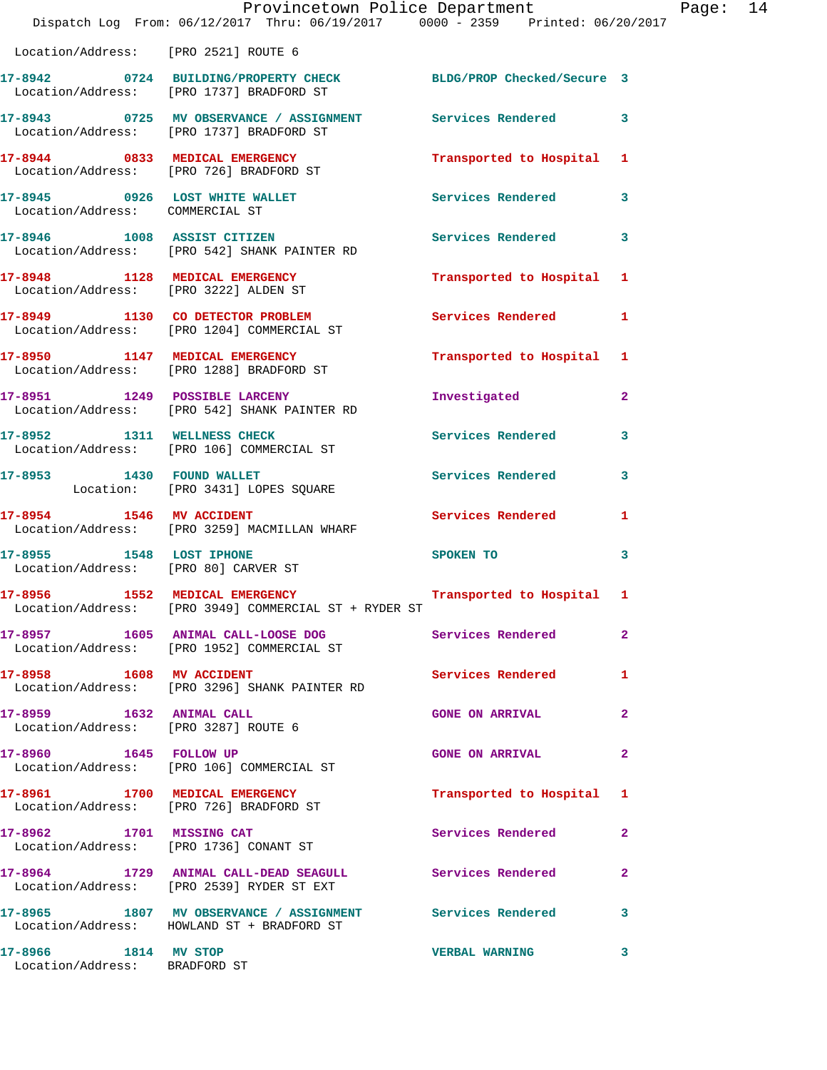Location/Address: [PRO 2521] ROUTE 6

| Call # | Time | Call Type | Disposition | Priority |
|---|---|---|---|---|
| 17-8942 | 0724 | BUILDING/PROPERTY CHECK | BLDG/PROP Checked/Secure | 3 |
| | | Location/Address: [PRO 1737] BRADFORD ST | | |
| 17-8943 | 0725 | MV OBSERVANCE / ASSIGNMENT | Services Rendered | 3 |
| | | Location/Address: [PRO 1737] BRADFORD ST | | |
| 17-8944 | 0833 | MEDICAL EMERGENCY | Transported to Hospital | 1 |
| | | Location/Address: [PRO 726] BRADFORD ST | | |
| 17-8945 | 0926 | LOST WHITE WALLET | Services Rendered | 3 |
| | | Location/Address: COMMERCIAL ST | | |
| 17-8946 | 1008 | ASSIST CITIZEN | Services Rendered | 3 |
| | | Location/Address: [PRO 542] SHANK PAINTER RD | | |
| 17-8948 | 1128 | MEDICAL EMERGENCY | Transported to Hospital | 1 |
| | | Location/Address: [PRO 3222] ALDEN ST | | |
| 17-8949 | 1130 | CO DETECTOR PROBLEM | Services Rendered | 1 |
| | | Location/Address: [PRO 1204] COMMERCIAL ST | | |
| 17-8950 | 1147 | MEDICAL EMERGENCY | Transported to Hospital | 1 |
| | | Location/Address: [PRO 1288] BRADFORD ST | | |
| 17-8951 | 1249 | POSSIBLE LARCENY | Investigated | 2 |
| | | Location/Address: [PRO 542] SHANK PAINTER RD | | |
| 17-8952 | 1311 | WELLNESS CHECK | Services Rendered | 3 |
| | | Location/Address: [PRO 106] COMMERCIAL ST | | |
| 17-8953 | 1430 | FOUND WALLET | Services Rendered | 3 |
| | | Location: [PRO 3431] LOPES SQUARE | | |
| 17-8954 | 1546 | MV ACCIDENT | Services Rendered | 1 |
| | | Location/Address: [PRO 3259] MACMILLAN WHARF | | |
| 17-8955 | 1548 | LOST IPHONE | SPOKEN TO | 3 |
| | | Location/Address: [PRO 80] CARVER ST | | |
| 17-8956 | 1552 | MEDICAL EMERGENCY | Transported to Hospital | 1 |
| | | Location/Address: [PRO 3949] COMMERCIAL ST + RYDER ST | | |
| 17-8957 | 1605 | ANIMAL CALL-LOOSE DOG | Services Rendered | 2 |
| | | Location/Address: [PRO 1952] COMMERCIAL ST | | |
| 17-8958 | 1608 | MV ACCIDENT | Services Rendered | 1 |
| | | Location/Address: [PRO 3296] SHANK PAINTER RD | | |
| 17-8959 | 1632 | ANIMAL CALL | GONE ON ARRIVAL | 2 |
| | | Location/Address: [PRO 3287] ROUTE 6 | | |
| 17-8960 | 1645 | FOLLOW UP | GONE ON ARRIVAL | 2 |
| | | Location/Address: [PRO 106] COMMERCIAL ST | | |
| 17-8961 | 1700 | MEDICAL EMERGENCY | Transported to Hospital | 1 |
| | | Location/Address: [PRO 726] BRADFORD ST | | |
| 17-8962 | 1701 | MISSING CAT | Services Rendered | 2 |
| | | Location/Address: [PRO 1736] CONANT ST | | |
| 17-8964 | 1729 | ANIMAL CALL-DEAD SEAGULL | Services Rendered | 2 |
| | | Location/Address: [PRO 2539] RYDER ST EXT | | |
| 17-8965 | 1807 | MV OBSERVANCE / ASSIGNMENT | Services Rendered | 3 |
| | | Location/Address: HOWLAND ST + BRADFORD ST | | |
| 17-8966 | 1814 | MV STOP | VERBAL WARNING | 3 |
| | | Location/Address: BRADFORD ST | | |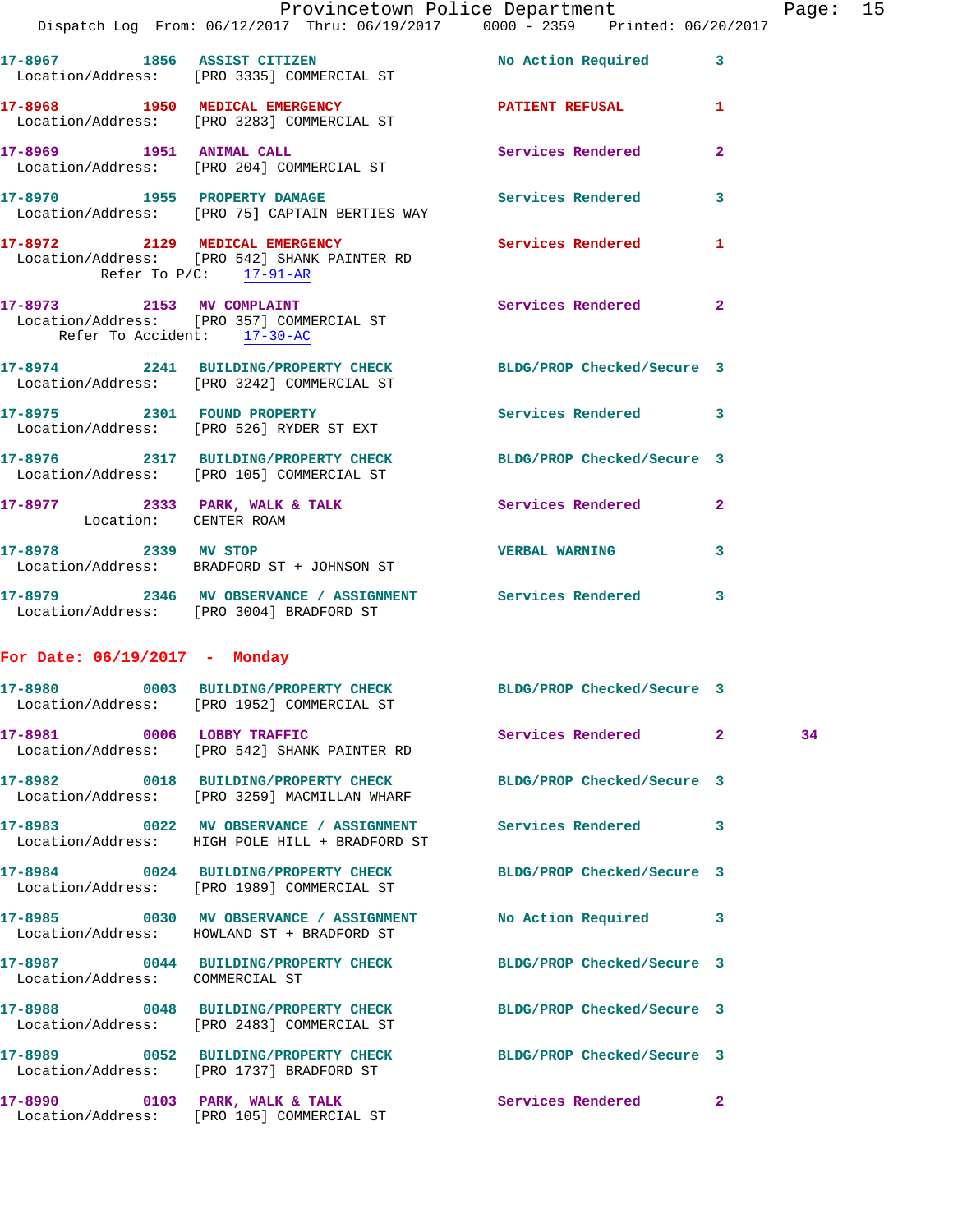17-8967 1856 ASSIST CITIZEN No Action Required 3
Location/Address: [PRO 3335] COMMERCIAL ST

17-8968 1950 MEDICAL EMERGENCY PATIENT REFUSAL 1
Location/Address: [PRO 3283] COMMERCIAL ST

17-8969 1951 ANIMAL CALL Services Rendered 2
Location/Address: [PRO 204] COMMERCIAL ST

17-8970 1955 PROPERTY DAMAGE Services Rendered 3
Location/Address: [PRO 75] CAPTAIN BERTIES WAY

17-8972 2129 MEDICAL EMERGENCY Services Rendered 1
Location/Address: [PRO 542] SHANK PAINTER RD
Refer To P/C: 17-91-AR

17-8973 2153 MV COMPLAINT Services Rendered 2
Location/Address: [PRO 357] COMMERCIAL ST
Refer To Accident: 17-30-AC

17-8974 2241 BUILDING/PROPERTY CHECK BLDG/PROP Checked/Secure 3
Location/Address: [PRO 3242] COMMERCIAL ST

17-8975 2301 FOUND PROPERTY Services Rendered 3
Location/Address: [PRO 526] RYDER ST EXT

17-8976 2317 BUILDING/PROPERTY CHECK BLDG/PROP Checked/Secure 3
Location/Address: [PRO 105] COMMERCIAL ST

17-8977 2333 PARK, WALK & TALK Services Rendered 2
Location: CENTER ROAM

17-8978 2339 MV STOP VERBAL WARNING 3
Location/Address: BRADFORD ST + JOHNSON ST

17-8979 2346 MV OBSERVANCE / ASSIGNMENT Services Rendered 3
Location/Address: [PRO 3004] BRADFORD ST

**For Date: 06/19/2017 - Monday**

17-8980 0003 BUILDING/PROPERTY CHECK BLDG/PROP Checked/Secure 3
Location/Address: [PRO 1952] COMMERCIAL ST

17-8981 0006 LOBBY TRAFFIC Services Rendered 2 34
Location/Address: [PRO 542] SHANK PAINTER RD

17-8982 0018 BUILDING/PROPERTY CHECK BLDG/PROP Checked/Secure 3
Location/Address: [PRO 3259] MACMILLAN WHARF

17-8983 0022 MV OBSERVANCE / ASSIGNMENT Services Rendered 3
Location/Address: HIGH POLE HILL + BRADFORD ST

17-8984 0024 BUILDING/PROPERTY CHECK BLDG/PROP Checked/Secure 3
Location/Address: [PRO 1989] COMMERCIAL ST

17-8985 0030 MV OBSERVANCE / ASSIGNMENT No Action Required 3
Location/Address: HOWLAND ST + BRADFORD ST

17-8987 0044 BUILDING/PROPERTY CHECK BLDG/PROP Checked/Secure 3
Location/Address: COMMERCIAL ST

17-8988 0048 BUILDING/PROPERTY CHECK BLDG/PROP Checked/Secure 3
Location/Address: [PRO 2483] COMMERCIAL ST

17-8989 0052 BUILDING/PROPERTY CHECK BLDG/PROP Checked/Secure 3
Location/Address: [PRO 1737] BRADFORD ST

17-8990 0103 PARK, WALK & TALK Services Rendered 2
Location/Address: [PRO 105] COMMERCIAL ST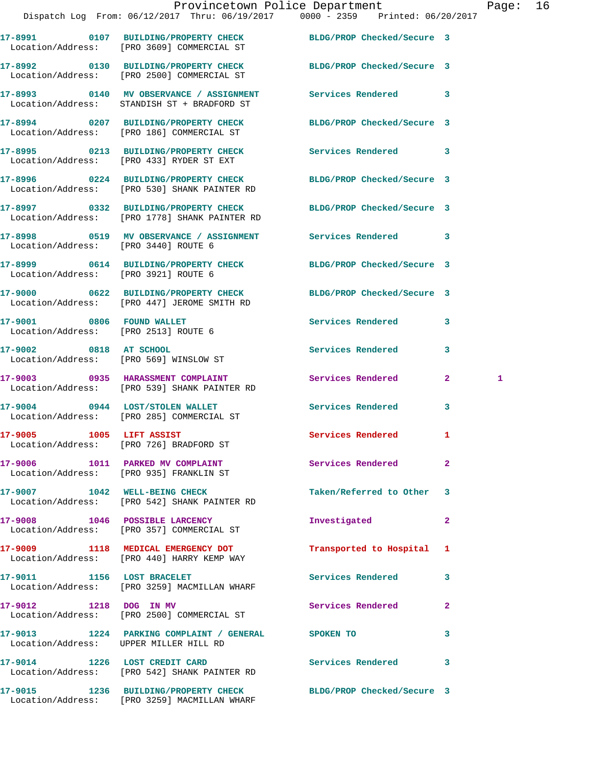| Call Number | Time | Call Reason | Action | Priority | |
|---|---|---|---|---|---|
| 17-8991 | 0107 | BUILDING/PROPERTY CHECK | BLDG/PROP Checked/Secure | 3 | |
| Location/Address: | | [PRO 3609] COMMERCIAL ST | | | |
| 17-8992 | 0130 | BUILDING/PROPERTY CHECK | BLDG/PROP Checked/Secure | 3 | |
| Location/Address: | | [PRO 2500] COMMERCIAL ST | | | |
| 17-8993 | 0140 | MV OBSERVANCE / ASSIGNMENT | Services Rendered | 3 | |
| Location/Address: | | STANDISH ST + BRADFORD ST | | | |
| 17-8994 | 0207 | BUILDING/PROPERTY CHECK | BLDG/PROP Checked/Secure | 3 | |
| Location/Address: | | [PRO 186] COMMERCIAL ST | | | |
| 17-8995 | 0213 | BUILDING/PROPERTY CHECK | Services Rendered | 3 | |
| Location/Address: | | [PRO 433] RYDER ST EXT | | | |
| 17-8996 | 0224 | BUILDING/PROPERTY CHECK | BLDG/PROP Checked/Secure | 3 | |
| Location/Address: | | [PRO 530] SHANK PAINTER RD | | | |
| 17-8997 | 0332 | BUILDING/PROPERTY CHECK | BLDG/PROP Checked/Secure | 3 | |
| Location/Address: | | [PRO 1778] SHANK PAINTER RD | | | |
| 17-8998 | 0519 | MV OBSERVANCE / ASSIGNMENT | Services Rendered | 3 | |
| Location/Address: | | [PRO 3440] ROUTE 6 | | | |
| 17-8999 | 0614 | BUILDING/PROPERTY CHECK | BLDG/PROP Checked/Secure | 3 | |
| Location/Address: | | [PRO 3921] ROUTE 6 | | | |
| 17-9000 | 0622 | BUILDING/PROPERTY CHECK | BLDG/PROP Checked/Secure | 3 | |
| Location/Address: | | [PRO 447] JEROME SMITH RD | | | |
| 17-9001 | 0806 | FOUND WALLET | Services Rendered | 3 | |
| Location/Address: | | [PRO 2513] ROUTE 6 | | | |
| 17-9002 | 0818 | AT SCHOOL | Services Rendered | 3 | |
| Location/Address: | | [PRO 569] WINSLOW ST | | | |
| 17-9003 | 0935 | HARASSMENT COMPLAINT | Services Rendered | 2 | 1 |
| Location/Address: | | [PRO 539] SHANK PAINTER RD | | | |
| 17-9004 | 0944 | LOST/STOLEN WALLET | Services Rendered | 3 | |
| Location/Address: | | [PRO 285] COMMERCIAL ST | | | |
| 17-9005 | 1005 | LIFT ASSIST | Services Rendered | 1 | |
| Location/Address: | | [PRO 726] BRADFORD ST | | | |
| 17-9006 | 1011 | PARKED MV COMPLAINT | Services Rendered | 2 | |
| Location/Address: | | [PRO 935] FRANKLIN ST | | | |
| 17-9007 | 1042 | WELL-BEING CHECK | Taken/Referred to Other | 3 | |
| Location/Address: | | [PRO 542] SHANK PAINTER RD | | | |
| 17-9008 | 1046 | POSSIBLE LARCENCY | Investigated | 2 | |
| Location/Address: | | [PRO 357] COMMERCIAL ST | | | |
| 17-9009 | 1118 | MEDICAL EMERGENCY DOT | Transported to Hospital | 1 | |
| Location/Address: | | [PRO 440] HARRY KEMP WAY | | | |
| 17-9011 | 1156 | LOST BRACELET | Services Rendered | 3 | |
| Location/Address: | | [PRO 3259] MACMILLAN WHARF | | | |
| 17-9012 | 1218 | DOG IN MV | Services Rendered | 2 | |
| Location/Address: | | [PRO 2500] COMMERCIAL ST | | | |
| 17-9013 | 1224 | PARKING COMPLAINT / GENERAL | SPOKEN TO | 3 | |
| Location/Address: | | UPPER MILLER HILL RD | | | |
| 17-9014 | 1226 | LOST CREDIT CARD | Services Rendered | 3 | |
| Location/Address: | | [PRO 542] SHANK PAINTER RD | | | |
| 17-9015 | 1236 | BUILDING/PROPERTY CHECK | BLDG/PROP Checked/Secure | 3 | |
| Location/Address: | | [PRO 3259] MACMILLAN WHARF | | | |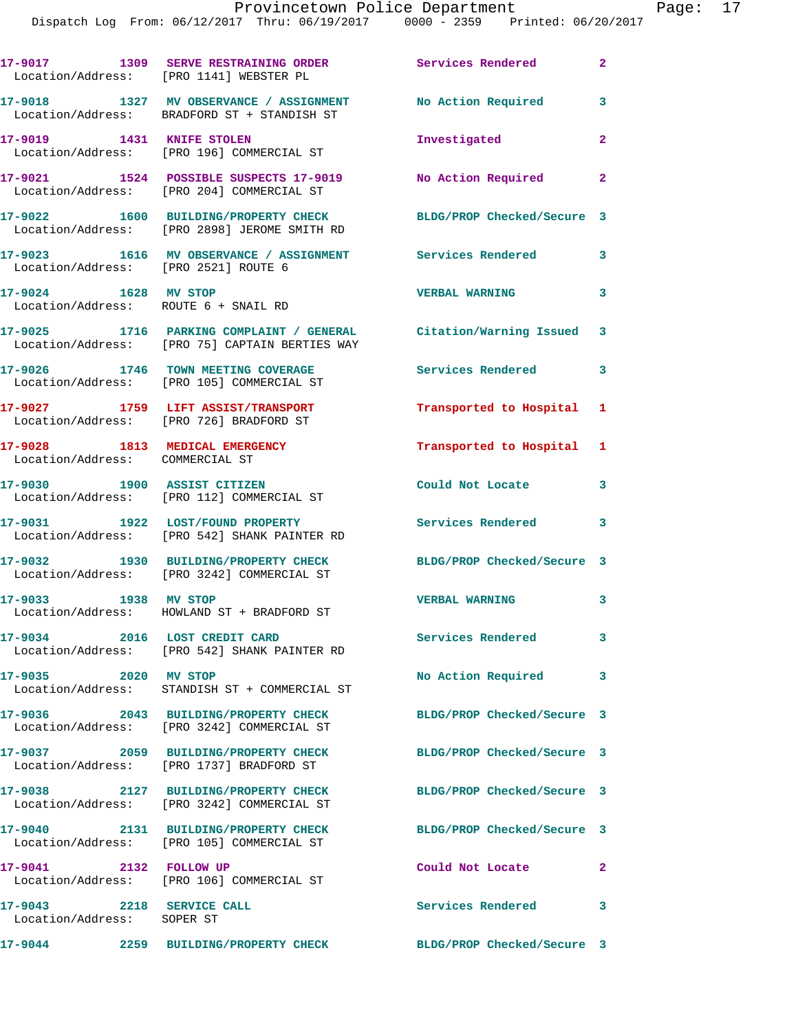17-9017 1309 SERVE RESTRAINING ORDER Services Rendered 2
Location/Address: [PRO 1141] WEBSTER PL

17-9018 1327 MV OBSERVANCE / ASSIGNMENT No Action Required 3
Location/Address: BRADFORD ST + STANDISH ST

17-9019 1431 KNIFE STOLEN Investigated 2
Location/Address: [PRO 196] COMMERCIAL ST

17-9021 1524 POSSIBLE SUSPECTS 17-9019 No Action Required 2
Location/Address: [PRO 204] COMMERCIAL ST

17-9022 1600 BUILDING/PROPERTY CHECK BLDG/PROP Checked/Secure 3
Location/Address: [PRO 2898] JEROME SMITH RD

17-9023 1616 MV OBSERVANCE / ASSIGNMENT Services Rendered 3
Location/Address: [PRO 2521] ROUTE 6

17-9024 1628 MV STOP VERBAL WARNING 3
Location/Address: ROUTE 6 + SNAIL RD

17-9025 1716 PARKING COMPLAINT / GENERAL Citation/Warning Issued 3
Location/Address: [PRO 75] CAPTAIN BERTIES WAY

17-9026 1746 TOWN MEETING COVERAGE Services Rendered 3
Location/Address: [PRO 105] COMMERCIAL ST

17-9027 1759 LIFT ASSIST/TRANSPORT Transported to Hospital 1
Location/Address: [PRO 726] BRADFORD ST

17-9028 1813 MEDICAL EMERGENCY Transported to Hospital 1
Location/Address: COMMERCIAL ST

17-9030 1900 ASSIST CITIZEN Could Not Locate 3
Location/Address: [PRO 112] COMMERCIAL ST

17-9031 1922 LOST/FOUND PROPERTY Services Rendered 3
Location/Address: [PRO 542] SHANK PAINTER RD

17-9032 1930 BUILDING/PROPERTY CHECK BLDG/PROP Checked/Secure 3
Location/Address: [PRO 3242] COMMERCIAL ST

17-9033 1938 MV STOP VERBAL WARNING 3
Location/Address: HOWLAND ST + BRADFORD ST

17-9034 2016 LOST CREDIT CARD Services Rendered 3
Location/Address: [PRO 542] SHANK PAINTER RD

17-9035 2020 MV STOP No Action Required 3
Location/Address: STANDISH ST + COMMERCIAL ST

17-9036 2043 BUILDING/PROPERTY CHECK BLDG/PROP Checked/Secure 3
Location/Address: [PRO 3242] COMMERCIAL ST

17-9037 2059 BUILDING/PROPERTY CHECK BLDG/PROP Checked/Secure 3
Location/Address: [PRO 1737] BRADFORD ST

17-9038 2127 BUILDING/PROPERTY CHECK BLDG/PROP Checked/Secure 3
Location/Address: [PRO 3242] COMMERCIAL ST

17-9040 2131 BUILDING/PROPERTY CHECK BLDG/PROP Checked/Secure 3
Location/Address: [PRO 105] COMMERCIAL ST

17-9041 2132 FOLLOW UP Could Not Locate 2
Location/Address: [PRO 106] COMMERCIAL ST

17-9043 2218 SERVICE CALL Services Rendered 3
Location/Address: SOPER ST

17-9044 2259 BUILDING/PROPERTY CHECK BLDG/PROP Checked/Secure 3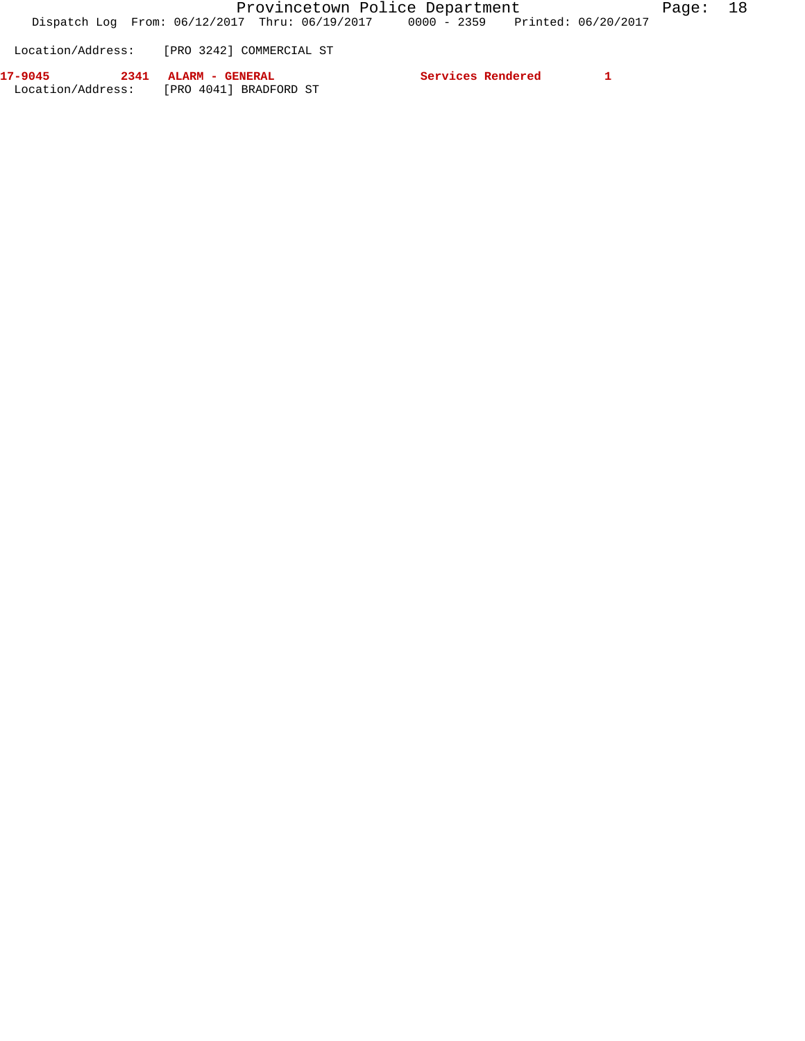Location/Address:    [PRO 3242] COMMERCIAL ST

**17-9045    2341    ALARM - GENERAL    Services Rendered    1**

Location/Address:    [PRO 4041] BRADFORD ST